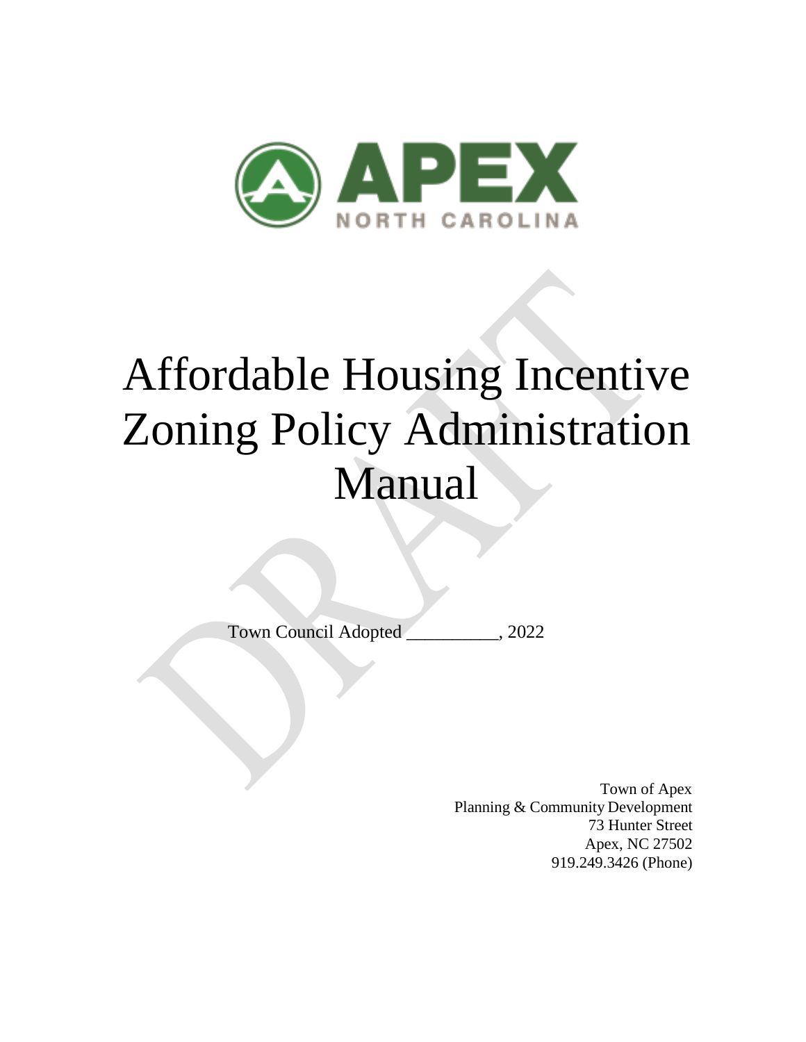APEX

NORTH CAROLINA

# Affordable Housing Incentive Zoning Policy Administration Manual

Town Council Adopted __________, 2022

Town of Apex
Planning & Community Development
73 Hunter Street
Apex, NC 27502
919.249.3426 (Phone)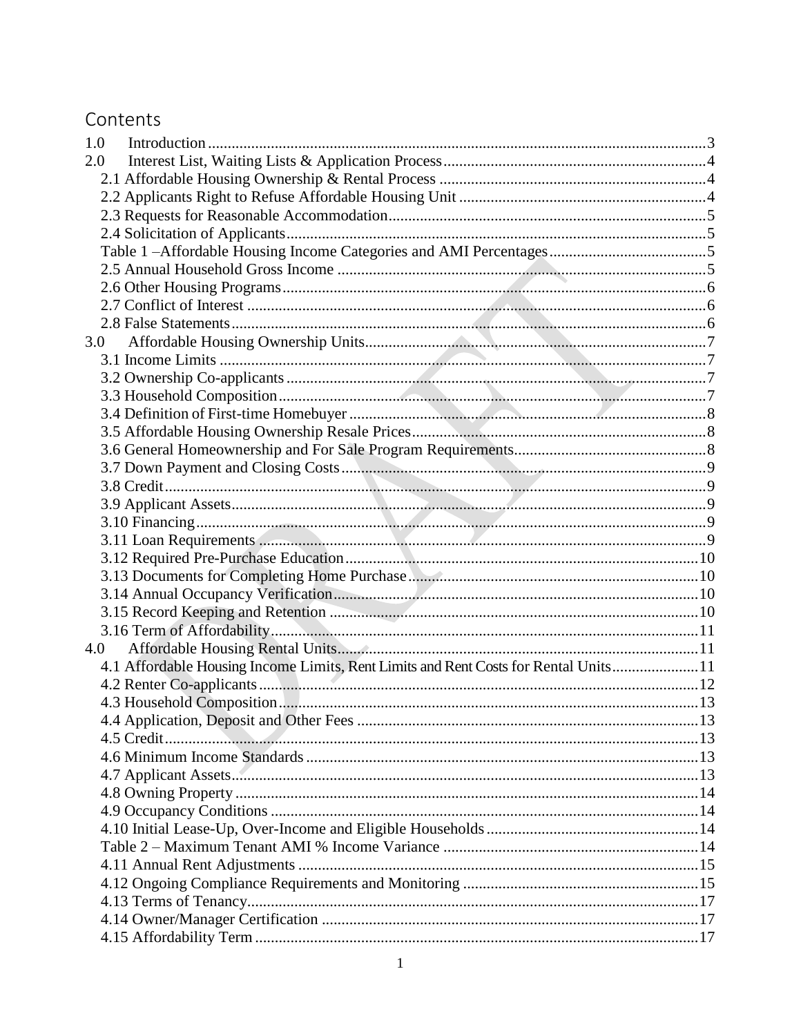# Contents

1.0 Introduction ........................................................................................................ 3
2.0 Interest List, Waiting Lists & Application Process ........................................................ 4
2.1 Affordable Housing Ownership & Rental Process ........................................................ 4
2.2 Applicants Right to Refuse Affordable Housing Unit ................................................... 4
2.3 Requests for Reasonable Accommodation ................................................................ 5
2.4 Solicitation of Applicants ........................................................................................ 5
Table 1 –Affordable Housing Income Categories and AMI Percentages .............................. 5
2.5 Annual Household Gross Income ............................................................................ 5
2.6 Other Housing Programs ........................................................................................ 6
2.7 Conflict of Interest ................................................................................................. 6
2.8 False Statements .................................................................................................... 6
3.0 Affordable Housing Ownership Units ........................................................................ 7
3.1 Income Limits ........................................................................................................ 7
3.2 Ownership Co-applicants ........................................................................................ 7
3.3 Household Composition .......................................................................................... 7
3.4 Definition of First-time Homebuyer ........................................................................... 8
3.5 Affordable Housing Ownership Resale Prices ............................................................. 8
3.6 General Homeownership and For Sale Program Requirements ..................................... 8
3.7 Down Payment and Closing Costs ............................................................................ 9
3.8 Credit .................................................................................................................... 9
3.9 Applicant Assets ..................................................................................................... 9
3.10 Financing .............................................................................................................. 9
3.11 Loan Requirements ............................................................................................... 9
3.12 Required Pre-Purchase Education .......................................................................... 10
3.13 Documents for Completing Home Purchase ............................................................ 10
3.14 Annual Occupancy Verification ............................................................................. 10
3.15 Record Keeping and Retention .............................................................................. 10
3.16 Term of Affordability ............................................................................................ 11
4.0 Affordable Housing Rental Units ............................................................................. 11
4.1 Affordable Housing Income Limits, Rent Limits and Rent Costs for Rental Units ............ 11
4.2 Renter Co-applicants ............................................................................................. 12
4.3 Household Composition .......................................................................................... 13
4.4 Application, Deposit and Other Fees ........................................................................ 13
4.5 Credit .................................................................................................................... 13
4.6 Minimum Income Standards .................................................................................... 13
4.7 Applicant Assets ..................................................................................................... 13
4.8 Owning Property ..................................................................................................... 14
4.9 Occupancy Conditions ............................................................................................ 14
4.10 Initial Lease-Up, Over-Income and Eligible Households ............................................ 14
Table 2 – Maximum Tenant AMI % Income Variance ...................................................... 14
4.11 Annual Rent Adjustments ...................................................................................... 15
4.12 Ongoing Compliance Requirements and Monitoring ................................................. 15
4.13 Terms of Tenancy .................................................................................................. 17
4.14 Owner/Manager Certification ................................................................................. 17
4.15 Affordability Term ................................................................................................. 17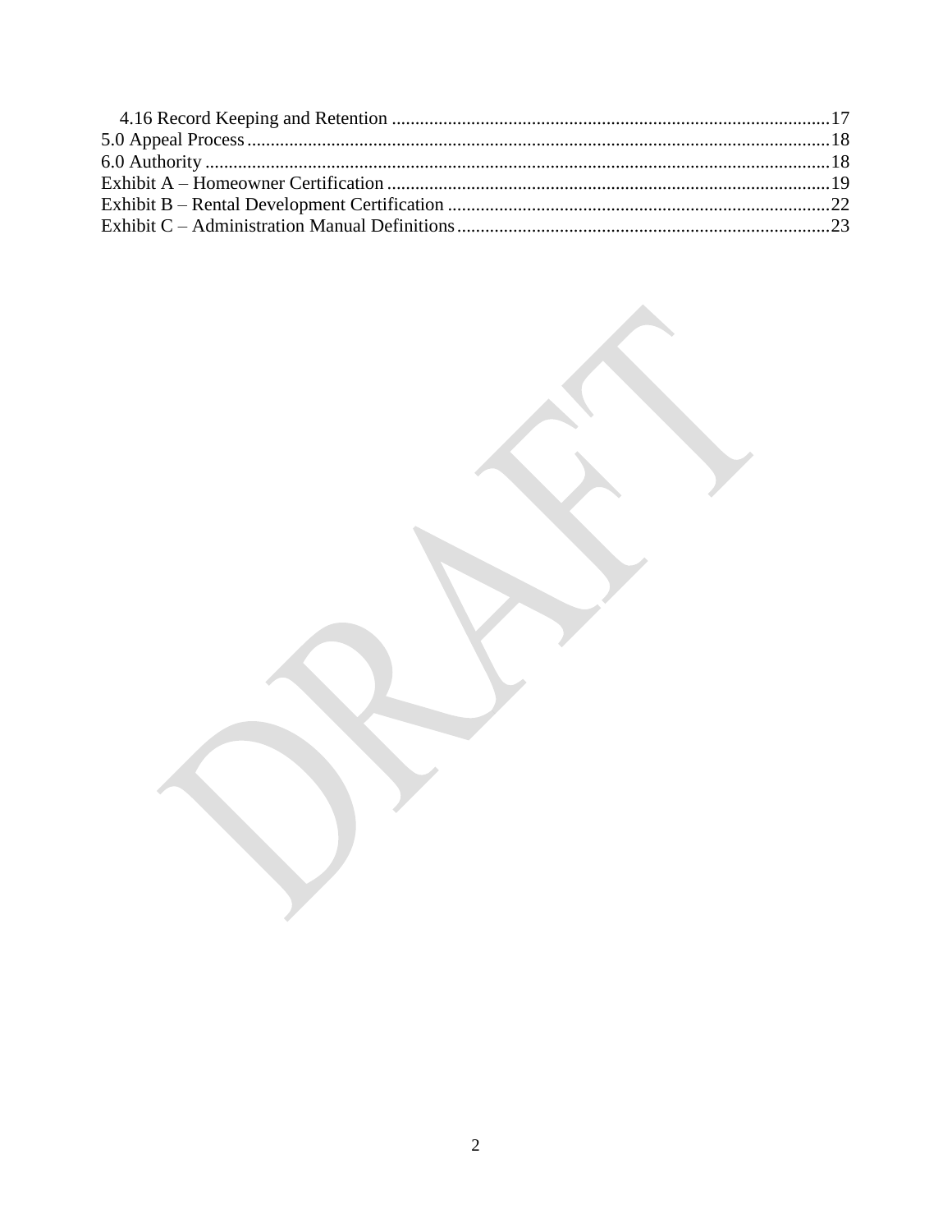4.16 Record Keeping and Retention .....17
5.0 Appeal Process .....18
6.0 Authority .....18
Exhibit A – Homeowner Certification .....19
Exhibit B – Rental Development Certification .....22
Exhibit C – Administration Manual Definitions .....23

DRAFT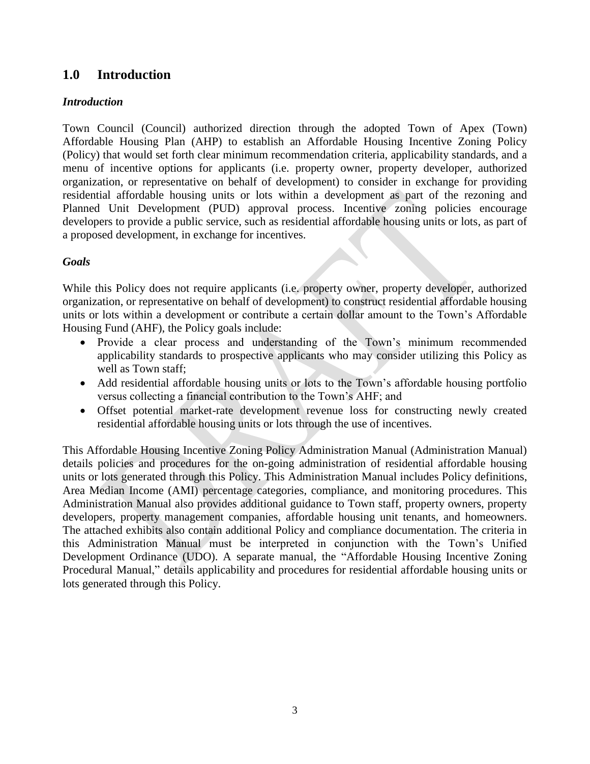## 1.0 Introduction

### *Introduction*

Town Council (Council) authorized direction through the adopted Town of Apex (Town) Affordable Housing Plan (AHP) to establish an Affordable Housing Incentive Zoning Policy (Policy) that would set forth clear minimum recommendation criteria, applicability standards, and a menu of incentive options for applicants (i.e. property owner, property developer, authorized organization, or representative on behalf of development) to consider in exchange for providing residential affordable housing units or lots within a development as part of the rezoning and Planned Unit Development (PUD) approval process. Incentive zoning policies encourage developers to provide a public service, such as residential affordable housing units or lots, as part of a proposed development, in exchange for incentives.

### *Goals*

While this Policy does not require applicants (i.e. property owner, property developer, authorized organization, or representative on behalf of development) to construct residential affordable housing units or lots within a development or contribute a certain dollar amount to the Town's Affordable Housing Fund (AHF), the Policy goals include:

- Provide a clear process and understanding of the Town's minimum recommended applicability standards to prospective applicants who may consider utilizing this Policy as well as Town staff;
- Add residential affordable housing units or lots to the Town's affordable housing portfolio versus collecting a financial contribution to the Town's AHF; and
- Offset potential market-rate development revenue loss for constructing newly created residential affordable housing units or lots through the use of incentives.

This Affordable Housing Incentive Zoning Policy Administration Manual (Administration Manual) details policies and procedures for the on-going administration of residential affordable housing units or lots generated through this Policy. This Administration Manual includes Policy definitions, Area Median Income (AMI) percentage categories, compliance, and monitoring procedures. This Administration Manual also provides additional guidance to Town staff, property owners, property developers, property management companies, affordable housing unit tenants, and homeowners. The attached exhibits also contain additional Policy and compliance documentation. The criteria in this Administration Manual must be interpreted in conjunction with the Town's Unified Development Ordinance (UDO). A separate manual, the "Affordable Housing Incentive Zoning Procedural Manual," details applicability and procedures for residential affordable housing units or lots generated through this Policy.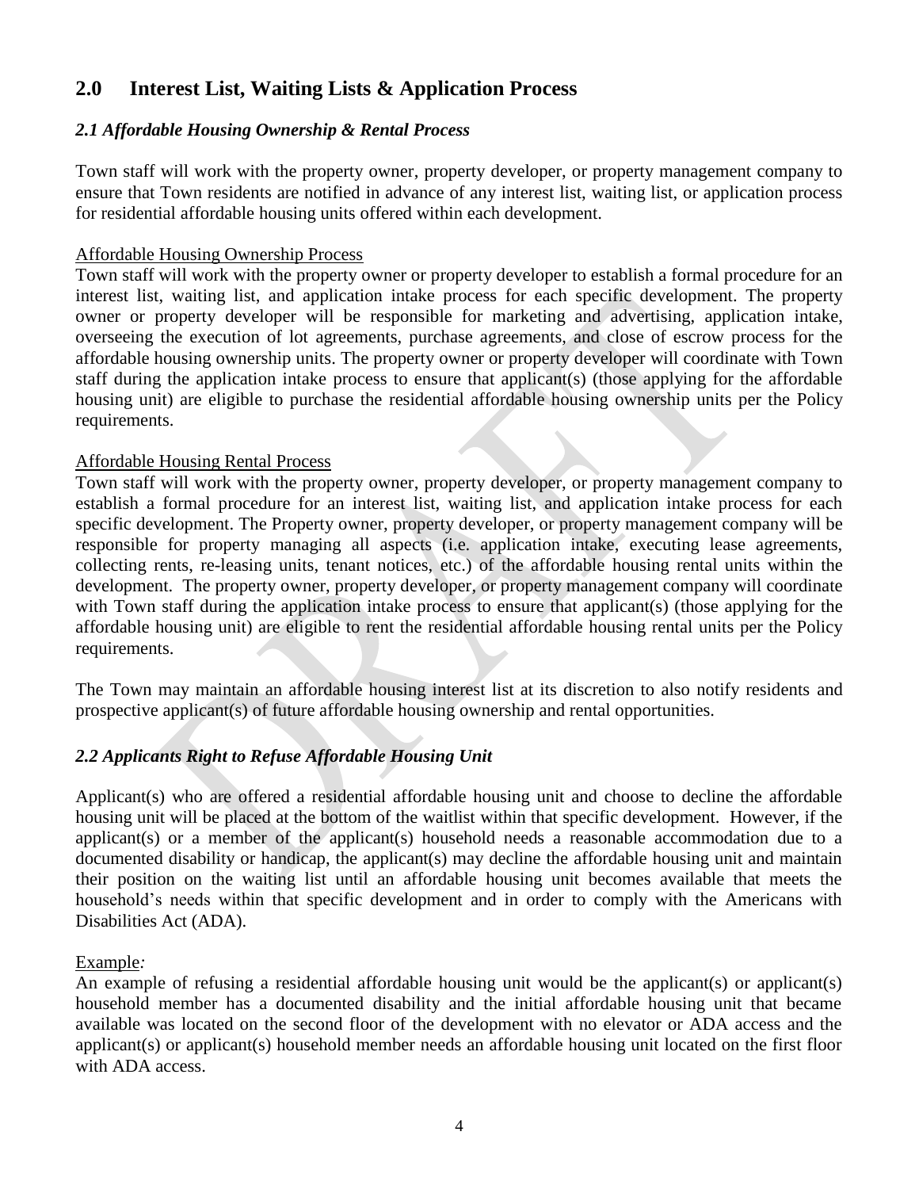## 2.0 Interest List, Waiting Lists & Application Process

### *2.1 Affordable Housing Ownership & Rental Process*

Town staff will work with the property owner, property developer, or property management company to ensure that Town residents are notified in advance of any interest list, waiting list, or application process for residential affordable housing units offered within each development.

<u>Affordable Housing Ownership Process</u>

Town staff will work with the property owner or property developer to establish a formal procedure for an interest list, waiting list, and application intake process for each specific development. The property owner or property developer will be responsible for marketing and advertising, application intake, overseeing the execution of lot agreements, purchase agreements, and close of escrow process for the affordable housing ownership units. The property owner or property developer will coordinate with Town staff during the application intake process to ensure that applicant(s) (those applying for the affordable housing unit) are eligible to purchase the residential affordable housing ownership units per the Policy requirements.

<u>Affordable Housing Rental Process</u>

Town staff will work with the property owner, property developer, or property management company to establish a formal procedure for an interest list, waiting list, and application intake process for each specific development. The Property owner, property developer, or property management company will be responsible for property managing all aspects (i.e. application intake, executing lease agreements, collecting rents, re-leasing units, tenant notices, etc.) of the affordable housing rental units within the development. The property owner, property developer, or property management company will coordinate with Town staff during the application intake process to ensure that applicant(s) (those applying for the affordable housing unit) are eligible to rent the residential affordable housing rental units per the Policy requirements.

The Town may maintain an affordable housing interest list at its discretion to also notify residents and prospective applicant(s) of future affordable housing ownership and rental opportunities.

### *2.2 Applicants Right to Refuse Affordable Housing Unit*

Applicant(s) who are offered a residential affordable housing unit and choose to decline the affordable housing unit will be placed at the bottom of the waitlist within that specific development. However, if the applicant(s) or a member of the applicant(s) household needs a reasonable accommodation due to a documented disability or handicap, the applicant(s) may decline the affordable housing unit and maintain their position on the waiting list until an affordable housing unit becomes available that meets the household's needs within that specific development and in order to comply with the Americans with Disabilities Act (ADA).

<u>Example</u>*:*

An example of refusing a residential affordable housing unit would be the applicant(s) or applicant(s) household member has a documented disability and the initial affordable housing unit that became available was located on the second floor of the development with no elevator or ADA access and the applicant(s) or applicant(s) household member needs an affordable housing unit located on the first floor with ADA access.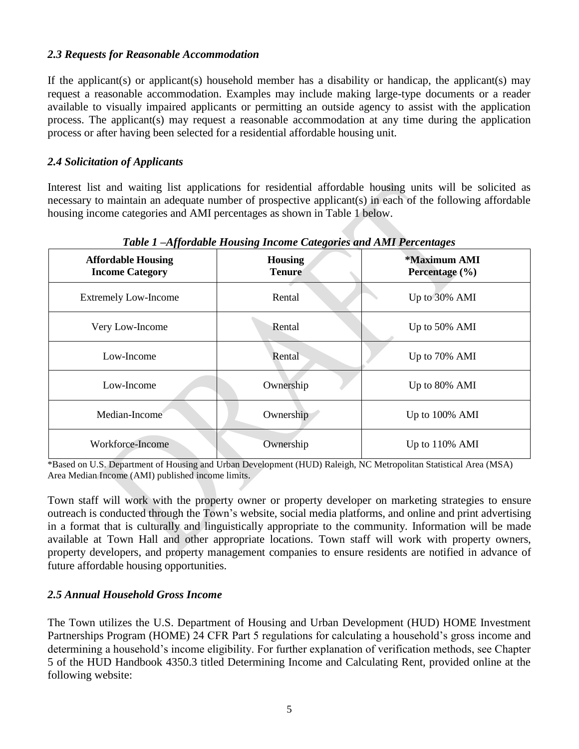### *2.3 Requests for Reasonable Accommodation*

If the applicant(s) or applicant(s) household member has a disability or handicap, the applicant(s) may request a reasonable accommodation. Examples may include making large-type documents or a reader available to visually impaired applicants or permitting an outside agency to assist with the application process. The applicant(s) may request a reasonable accommodation at any time during the application process or after having been selected for a residential affordable housing unit.

### *2.4 Solicitation of Applicants*

Interest list and waiting list applications for residential affordable housing units will be solicited as necessary to maintain an adequate number of prospective applicant(s) in each of the following affordable housing income categories and AMI percentages as shown in Table 1 below.

***Table 1 –Affordable Housing Income Categories and AMI Percentages***

| **Affordable Housing Income Category** | **Housing Tenure** | ***Maximum AMI Percentage (%)** |
|---|---|---|
| Extremely Low-Income | Rental | Up to 30% AMI |
| Very Low-Income | Rental | Up to 50% AMI |
| Low-Income | Rental | Up to 70% AMI |
| Low-Income | Ownership | Up to 80% AMI |
| Median-Income | Ownership | Up to 100% AMI |
| Workforce-Income | Ownership | Up to 110% AMI |

*Based on U.S. Department of Housing and Urban Development (HUD) Raleigh, NC Metropolitan Statistical Area (MSA) Area Median Income (AMI) published income limits.

Town staff will work with the property owner or property developer on marketing strategies to ensure outreach is conducted through the Town's website, social media platforms, and online and print advertising in a format that is culturally and linguistically appropriate to the community. Information will be made available at Town Hall and other appropriate locations. Town staff will work with property owners, property developers, and property management companies to ensure residents are notified in advance of future affordable housing opportunities.

### *2.5 Annual Household Gross Income*

The Town utilizes the U.S. Department of Housing and Urban Development (HUD) HOME Investment Partnerships Program (HOME) 24 CFR Part 5 regulations for calculating a household's gross income and determining a household's income eligibility. For further explanation of verification methods, see Chapter 5 of the HUD Handbook 4350.3 titled Determining Income and Calculating Rent, provided online at the following website: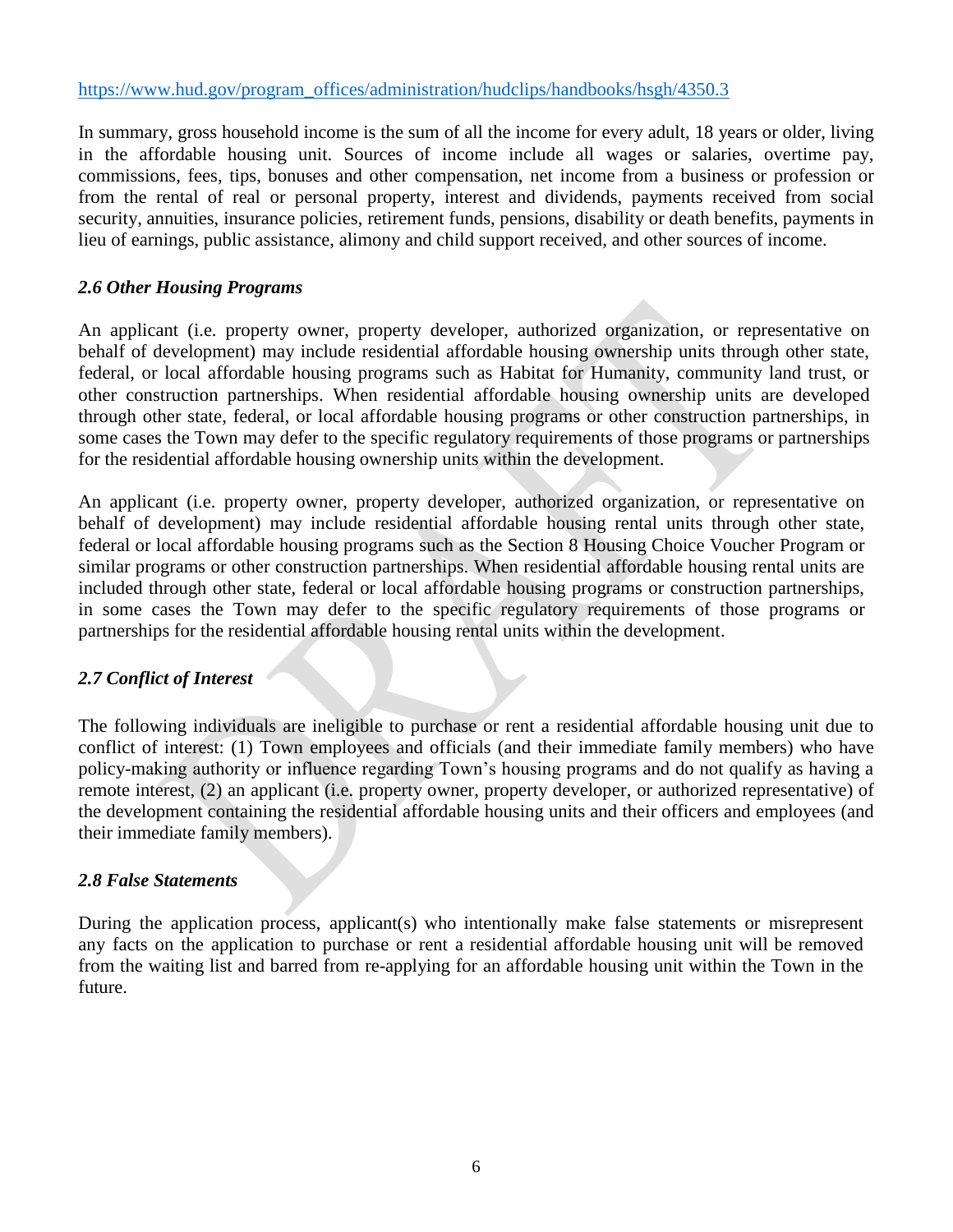https://www.hud.gov/program_offices/administration/hudclips/handbooks/hsgh/4350.3

In summary, gross household income is the sum of all the income for every adult, 18 years or older, living in the affordable housing unit. Sources of income include all wages or salaries, overtime pay, commissions, fees, tips, bonuses and other compensation, net income from a business or profession or from the rental of real or personal property, interest and dividends, payments received from social security, annuities, insurance policies, retirement funds, pensions, disability or death benefits, payments in lieu of earnings, public assistance, alimony and child support received, and other sources of income.

### *2.6 Other Housing Programs*

An applicant (i.e. property owner, property developer, authorized organization, or representative on behalf of development) may include residential affordable housing ownership units through other state, federal, or local affordable housing programs such as Habitat for Humanity, community land trust, or other construction partnerships. When residential affordable housing ownership units are developed through other state, federal, or local affordable housing programs or other construction partnerships, in some cases the Town may defer to the specific regulatory requirements of those programs or partnerships for the residential affordable housing ownership units within the development.

An applicant (i.e. property owner, property developer, authorized organization, or representative on behalf of development) may include residential affordable housing rental units through other state, federal or local affordable housing programs such as the Section 8 Housing Choice Voucher Program or similar programs or other construction partnerships. When residential affordable housing rental units are included through other state, federal or local affordable housing programs or construction partnerships, in some cases the Town may defer to the specific regulatory requirements of those programs or partnerships for the residential affordable housing rental units within the development.

### *2.7 Conflict of Interest*

The following individuals are ineligible to purchase or rent a residential affordable housing unit due to conflict of interest: (1) Town employees and officials (and their immediate family members) who have policy-making authority or influence regarding Town's housing programs and do not qualify as having a remote interest, (2) an applicant (i.e. property owner, property developer, or authorized representative) of the development containing the residential affordable housing units and their officers and employees (and their immediate family members).

### *2.8 False Statements*

During the application process, applicant(s) who intentionally make false statements or misrepresent any facts on the application to purchase or rent a residential affordable housing unit will be removed from the waiting list and barred from re-applying for an affordable housing unit within the Town in the future.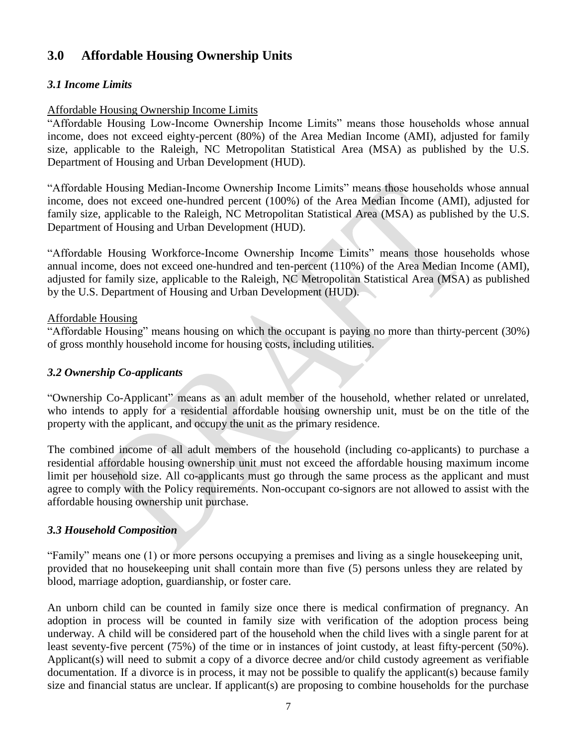## 3.0 Affordable Housing Ownership Units

### *3.1 Income Limits*

Affordable Housing Ownership Income Limits

"Affordable Housing Low-Income Ownership Income Limits" means those households whose annual income, does not exceed eighty-percent (80%) of the Area Median Income (AMI), adjusted for family size, applicable to the Raleigh, NC Metropolitan Statistical Area (MSA) as published by the U.S. Department of Housing and Urban Development (HUD).

"Affordable Housing Median-Income Ownership Income Limits" means those households whose annual income, does not exceed one-hundred percent (100%) of the Area Median Income (AMI), adjusted for family size, applicable to the Raleigh, NC Metropolitan Statistical Area (MSA) as published by the U.S. Department of Housing and Urban Development (HUD).

"Affordable Housing Workforce-Income Ownership Income Limits" means those households whose annual income, does not exceed one-hundred and ten-percent (110%) of the Area Median Income (AMI), adjusted for family size, applicable to the Raleigh, NC Metropolitan Statistical Area (MSA) as published by the U.S. Department of Housing and Urban Development (HUD).

Affordable Housing

"Affordable Housing" means housing on which the occupant is paying no more than thirty-percent (30%) of gross monthly household income for housing costs, including utilities.

### *3.2 Ownership Co-applicants*

"Ownership Co-Applicant" means as an adult member of the household, whether related or unrelated, who intends to apply for a residential affordable housing ownership unit, must be on the title of the property with the applicant, and occupy the unit as the primary residence.

The combined income of all adult members of the household (including co-applicants) to purchase a residential affordable housing ownership unit must not exceed the affordable housing maximum income limit per household size. All co-applicants must go through the same process as the applicant and must agree to comply with the Policy requirements. Non-occupant co-signors are not allowed to assist with the affordable housing ownership unit purchase.

### *3.3 Household Composition*

"Family" means one (1) or more persons occupying a premises and living as a single housekeeping unit, provided that no housekeeping unit shall contain more than five (5) persons unless they are related by blood, marriage adoption, guardianship, or foster care.

An unborn child can be counted in family size once there is medical confirmation of pregnancy. An adoption in process will be counted in family size with verification of the adoption process being underway. A child will be considered part of the household when the child lives with a single parent for at least seventy-five percent (75%) of the time or in instances of joint custody, at least fifty-percent (50%). Applicant(s) will need to submit a copy of a divorce decree and/or child custody agreement as verifiable documentation. If a divorce is in process, it may not be possible to qualify the applicant(s) because family size and financial status are unclear. If applicant(s) are proposing to combine households for the purchase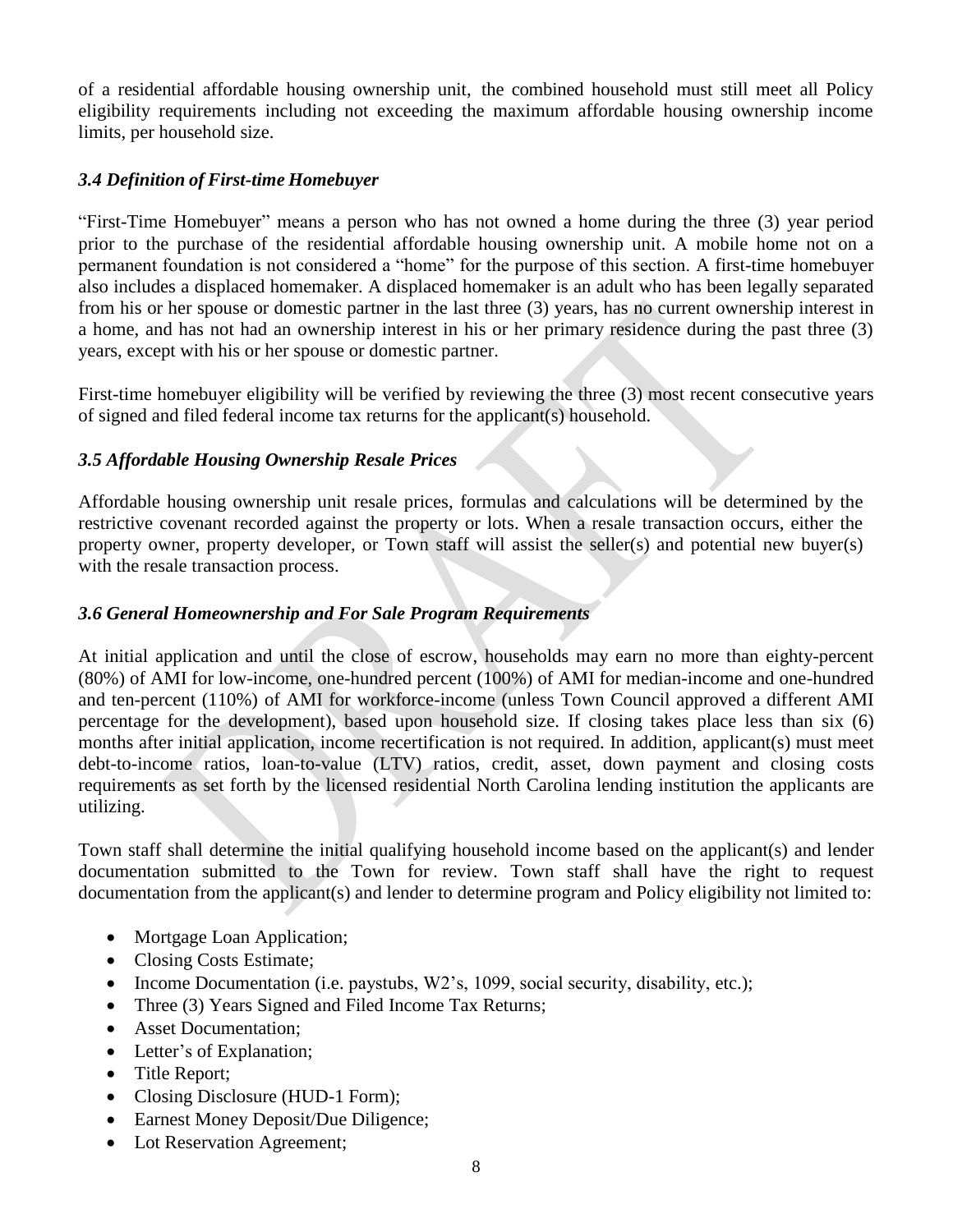of a residential affordable housing ownership unit, the combined household must still meet all Policy eligibility requirements including not exceeding the maximum affordable housing ownership income limits, per household size.

### *3.4 Definition of First-time Homebuyer*

"First-Time Homebuyer" means a person who has not owned a home during the three (3) year period prior to the purchase of the residential affordable housing ownership unit. A mobile home not on a permanent foundation is not considered a "home" for the purpose of this section. A first-time homebuyer also includes a displaced homemaker. A displaced homemaker is an adult who has been legally separated from his or her spouse or domestic partner in the last three (3) years, has no current ownership interest in a home, and has not had an ownership interest in his or her primary residence during the past three (3) years, except with his or her spouse or domestic partner.

First-time homebuyer eligibility will be verified by reviewing the three (3) most recent consecutive years of signed and filed federal income tax returns for the applicant(s) household.

### *3.5 Affordable Housing Ownership Resale Prices*

Affordable housing ownership unit resale prices, formulas and calculations will be determined by the restrictive covenant recorded against the property or lots. When a resale transaction occurs, either the property owner, property developer, or Town staff will assist the seller(s) and potential new buyer(s) with the resale transaction process.

### *3.6 General Homeownership and For Sale Program Requirements*

At initial application and until the close of escrow, households may earn no more than eighty-percent (80%) of AMI for low-income, one-hundred percent (100%) of AMI for median-income and one-hundred and ten-percent (110%) of AMI for workforce-income (unless Town Council approved a different AMI percentage for the development), based upon household size. If closing takes place less than six (6) months after initial application, income recertification is not required. In addition, applicant(s) must meet debt-to-income ratios, loan-to-value (LTV) ratios, credit, asset, down payment and closing costs requirements as set forth by the licensed residential North Carolina lending institution the applicants are utilizing.

Town staff shall determine the initial qualifying household income based on the applicant(s) and lender documentation submitted to the Town for review. Town staff shall have the right to request documentation from the applicant(s) and lender to determine program and Policy eligibility not limited to:

- Mortgage Loan Application;
- Closing Costs Estimate;
- Income Documentation (i.e. paystubs, W2's, 1099, social security, disability, etc.);
- Three (3) Years Signed and Filed Income Tax Returns;
- Asset Documentation;
- Letter's of Explanation;
- Title Report;
- Closing Disclosure (HUD-1 Form);
- Earnest Money Deposit/Due Diligence;
- Lot Reservation Agreement;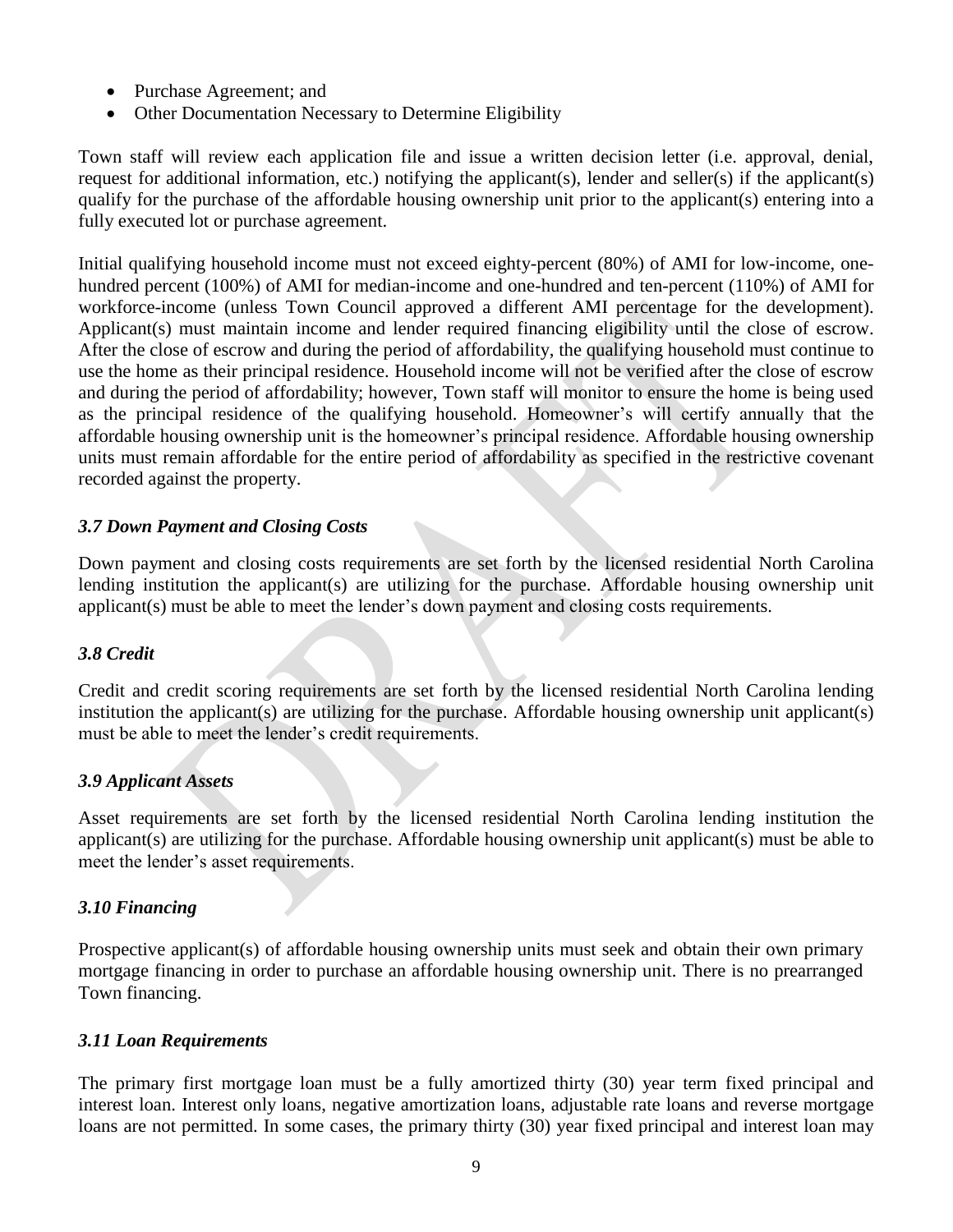- Purchase Agreement; and
- Other Documentation Necessary to Determine Eligibility

Town staff will review each application file and issue a written decision letter (i.e. approval, denial, request for additional information, etc.) notifying the applicant(s), lender and seller(s) if the applicant(s) qualify for the purchase of the affordable housing ownership unit prior to the applicant(s) entering into a fully executed lot or purchase agreement.

Initial qualifying household income must not exceed eighty-percent (80%) of AMI for low-income, one-hundred percent (100%) of AMI for median-income and one-hundred and ten-percent (110%) of AMI for workforce-income (unless Town Council approved a different AMI percentage for the development). Applicant(s) must maintain income and lender required financing eligibility until the close of escrow. After the close of escrow and during the period of affordability, the qualifying household must continue to use the home as their principal residence. Household income will not be verified after the close of escrow and during the period of affordability; however, Town staff will monitor to ensure the home is being used as the principal residence of the qualifying household. Homeowner's will certify annually that the affordable housing ownership unit is the homeowner's principal residence. Affordable housing ownership units must remain affordable for the entire period of affordability as specified in the restrictive covenant recorded against the property.

### *3.7 Down Payment and Closing Costs*

Down payment and closing costs requirements are set forth by the licensed residential North Carolina lending institution the applicant(s) are utilizing for the purchase. Affordable housing ownership unit applicant(s) must be able to meet the lender's down payment and closing costs requirements.

### *3.8 Credit*

Credit and credit scoring requirements are set forth by the licensed residential North Carolina lending institution the applicant(s) are utilizing for the purchase. Affordable housing ownership unit applicant(s) must be able to meet the lender's credit requirements.

### *3.9 Applicant Assets*

Asset requirements are set forth by the licensed residential North Carolina lending institution the applicant(s) are utilizing for the purchase. Affordable housing ownership unit applicant(s) must be able to meet the lender's asset requirements.

### *3.10 Financing*

Prospective applicant(s) of affordable housing ownership units must seek and obtain their own primary mortgage financing in order to purchase an affordable housing ownership unit. There is no prearranged Town financing.

### *3.11 Loan Requirements*

The primary first mortgage loan must be a fully amortized thirty (30) year term fixed principal and interest loan. Interest only loans, negative amortization loans, adjustable rate loans and reverse mortgage loans are not permitted. In some cases, the primary thirty (30) year fixed principal and interest loan may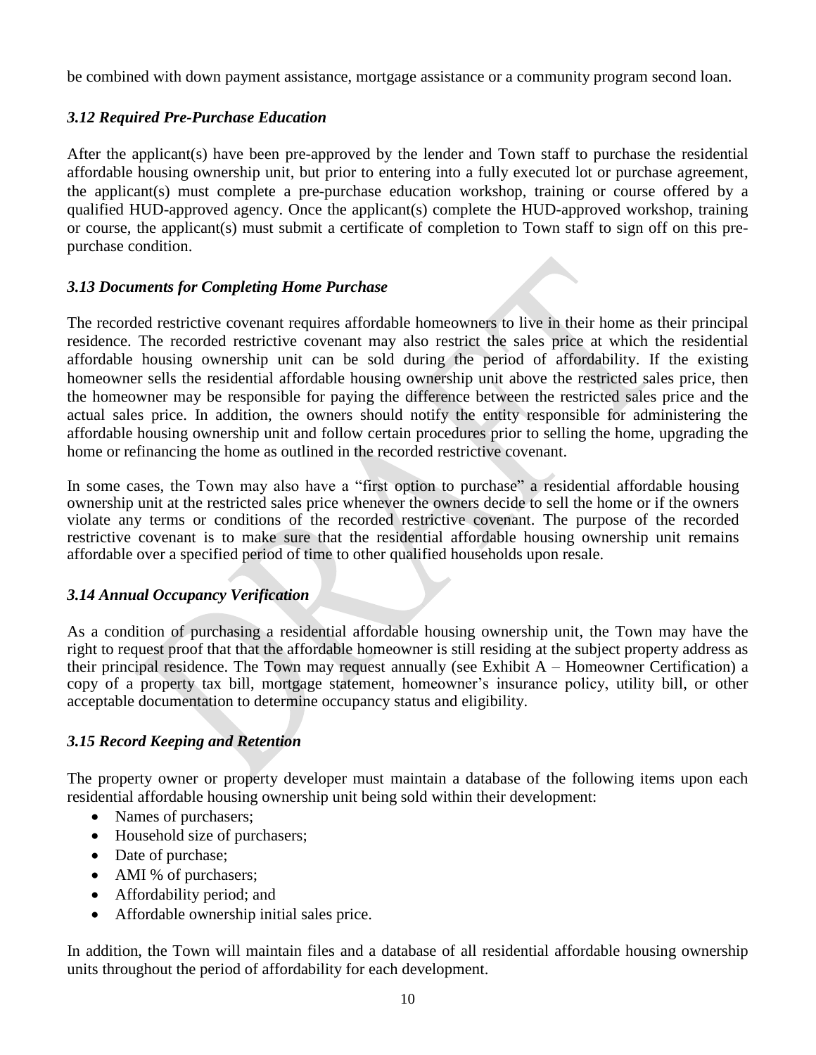be combined with down payment assistance, mortgage assistance or a community program second loan.

### *3.12 Required Pre-Purchase Education*

After the applicant(s) have been pre-approved by the lender and Town staff to purchase the residential affordable housing ownership unit, but prior to entering into a fully executed lot or purchase agreement, the applicant(s) must complete a pre-purchase education workshop, training or course offered by a qualified HUD-approved agency. Once the applicant(s) complete the HUD-approved workshop, training or course, the applicant(s) must submit a certificate of completion to Town staff to sign off on this pre-purchase condition.

### *3.13 Documents for Completing Home Purchase*

The recorded restrictive covenant requires affordable homeowners to live in their home as their principal residence. The recorded restrictive covenant may also restrict the sales price at which the residential affordable housing ownership unit can be sold during the period of affordability. If the existing homeowner sells the residential affordable housing ownership unit above the restricted sales price, then the homeowner may be responsible for paying the difference between the restricted sales price and the actual sales price. In addition, the owners should notify the entity responsible for administering the affordable housing ownership unit and follow certain procedures prior to selling the home, upgrading the home or refinancing the home as outlined in the recorded restrictive covenant.

In some cases, the Town may also have a "first option to purchase" a residential affordable housing ownership unit at the restricted sales price whenever the owners decide to sell the home or if the owners violate any terms or conditions of the recorded restrictive covenant. The purpose of the recorded restrictive covenant is to make sure that the residential affordable housing ownership unit remains affordable over a specified period of time to other qualified households upon resale.

### *3.14 Annual Occupancy Verification*

As a condition of purchasing a residential affordable housing ownership unit, the Town may have the right to request proof that that the affordable homeowner is still residing at the subject property address as their principal residence. The Town may request annually (see Exhibit A – Homeowner Certification) a copy of a property tax bill, mortgage statement, homeowner's insurance policy, utility bill, or other acceptable documentation to determine occupancy status and eligibility.

### *3.15 Record Keeping and Retention*

The property owner or property developer must maintain a database of the following items upon each residential affordable housing ownership unit being sold within their development:

- Names of purchasers;
- Household size of purchasers;
- Date of purchase;
- AMI % of purchasers;
- Affordability period; and
- Affordable ownership initial sales price.

In addition, the Town will maintain files and a database of all residential affordable housing ownership units throughout the period of affordability for each development.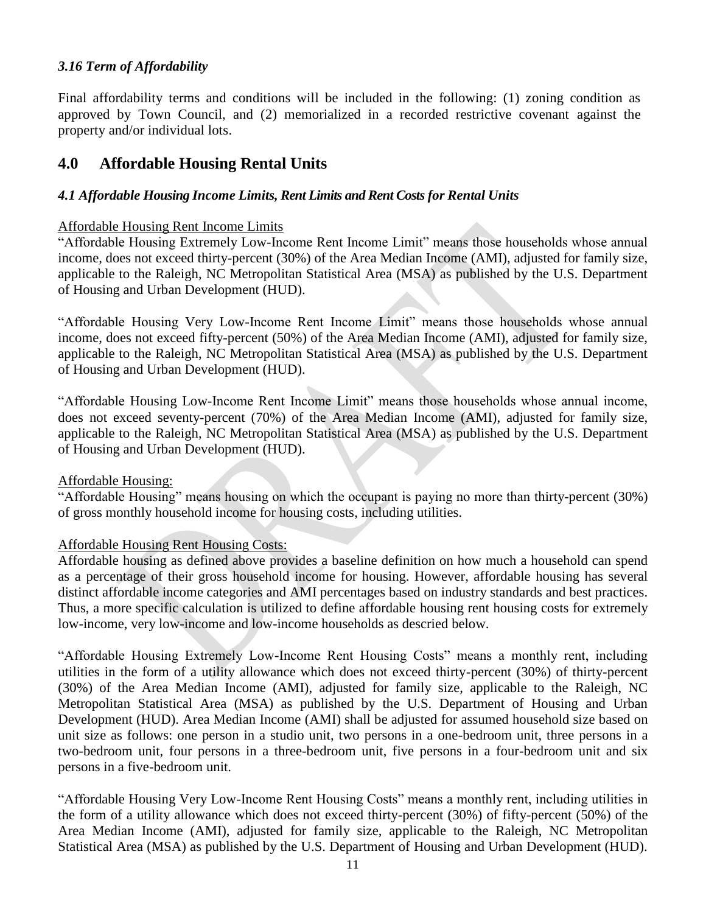### *3.16 Term of Affordability*

Final affordability terms and conditions will be included in the following: (1) zoning condition as approved by Town Council, and (2) memorialized in a recorded restrictive covenant against the property and/or individual lots.

## 4.0 Affordable Housing Rental Units

### *4.1 Affordable Housing Income Limits, Rent Limits and Rent Costs for Rental Units*

<u>Affordable Housing Rent Income Limits</u>

"Affordable Housing Extremely Low-Income Rent Income Limit" means those households whose annual income, does not exceed thirty-percent (30%) of the Area Median Income (AMI), adjusted for family size, applicable to the Raleigh, NC Metropolitan Statistical Area (MSA) as published by the U.S. Department of Housing and Urban Development (HUD).

"Affordable Housing Very Low-Income Rent Income Limit" means those households whose annual income, does not exceed fifty-percent (50%) of the Area Median Income (AMI), adjusted for family size, applicable to the Raleigh, NC Metropolitan Statistical Area (MSA) as published by the U.S. Department of Housing and Urban Development (HUD).

"Affordable Housing Low-Income Rent Income Limit" means those households whose annual income, does not exceed seventy-percent (70%) of the Area Median Income (AMI), adjusted for family size, applicable to the Raleigh, NC Metropolitan Statistical Area (MSA) as published by the U.S. Department of Housing and Urban Development (HUD).

<u>Affordable Housing:</u>

"Affordable Housing" means housing on which the occupant is paying no more than thirty-percent (30%) of gross monthly household income for housing costs, including utilities.

<u>Affordable Housing Rent Housing Costs:</u>

Affordable housing as defined above provides a baseline definition on how much a household can spend as a percentage of their gross household income for housing. However, affordable housing has several distinct affordable income categories and AMI percentages based on industry standards and best practices. Thus, a more specific calculation is utilized to define affordable housing rent housing costs for extremely low-income, very low-income and low-income households as descried below.

"Affordable Housing Extremely Low-Income Rent Housing Costs" means a monthly rent, including utilities in the form of a utility allowance which does not exceed thirty-percent (30%) of thirty-percent (30%) of the Area Median Income (AMI), adjusted for family size, applicable to the Raleigh, NC Metropolitan Statistical Area (MSA) as published by the U.S. Department of Housing and Urban Development (HUD). Area Median Income (AMI) shall be adjusted for assumed household size based on unit size as follows: one person in a studio unit, two persons in a one-bedroom unit, three persons in a two-bedroom unit, four persons in a three-bedroom unit, five persons in a four-bedroom unit and six persons in a five-bedroom unit.

"Affordable Housing Very Low-Income Rent Housing Costs" means a monthly rent, including utilities in the form of a utility allowance which does not exceed thirty-percent (30%) of fifty-percent (50%) of the Area Median Income (AMI), adjusted for family size, applicable to the Raleigh, NC Metropolitan Statistical Area (MSA) as published by the U.S. Department of Housing and Urban Development (HUD).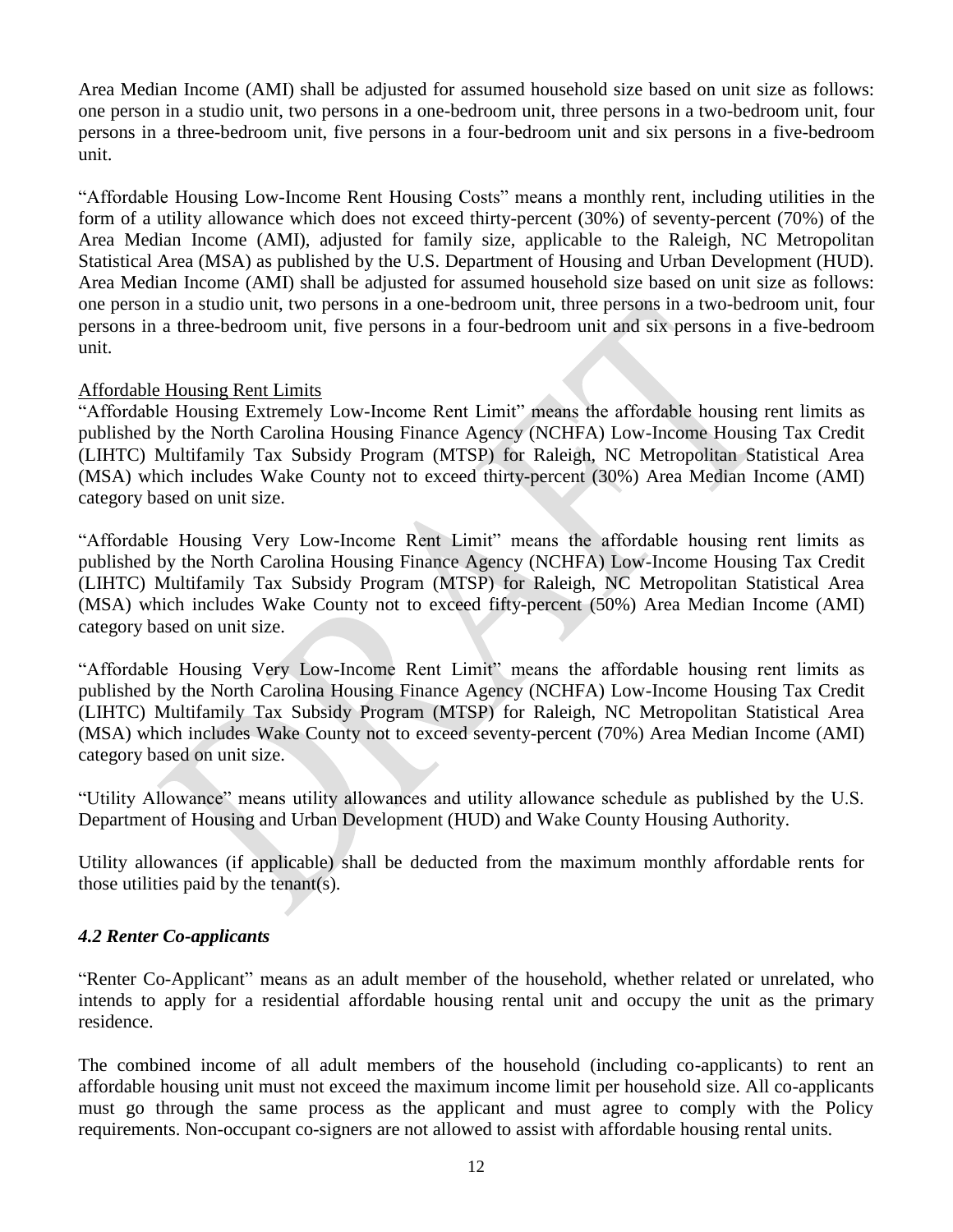Area Median Income (AMI) shall be adjusted for assumed household size based on unit size as follows: one person in a studio unit, two persons in a one-bedroom unit, three persons in a two-bedroom unit, four persons in a three-bedroom unit, five persons in a four-bedroom unit and six persons in a five-bedroom unit.

"Affordable Housing Low-Income Rent Housing Costs" means a monthly rent, including utilities in the form of a utility allowance which does not exceed thirty-percent (30%) of seventy-percent (70%) of the Area Median Income (AMI), adjusted for family size, applicable to the Raleigh, NC Metropolitan Statistical Area (MSA) as published by the U.S. Department of Housing and Urban Development (HUD). Area Median Income (AMI) shall be adjusted for assumed household size based on unit size as follows: one person in a studio unit, two persons in a one-bedroom unit, three persons in a two-bedroom unit, four persons in a three-bedroom unit, five persons in a four-bedroom unit and six persons in a five-bedroom unit.

Affordable Housing Rent Limits

"Affordable Housing Extremely Low-Income Rent Limit" means the affordable housing rent limits as published by the North Carolina Housing Finance Agency (NCHFA) Low-Income Housing Tax Credit (LIHTC) Multifamily Tax Subsidy Program (MTSP) for Raleigh, NC Metropolitan Statistical Area (MSA) which includes Wake County not to exceed thirty-percent (30%) Area Median Income (AMI) category based on unit size.

"Affordable Housing Very Low-Income Rent Limit" means the affordable housing rent limits as published by the North Carolina Housing Finance Agency (NCHFA) Low-Income Housing Tax Credit (LIHTC) Multifamily Tax Subsidy Program (MTSP) for Raleigh, NC Metropolitan Statistical Area (MSA) which includes Wake County not to exceed fifty-percent (50%) Area Median Income (AMI) category based on unit size.

"Affordable Housing Very Low-Income Rent Limit" means the affordable housing rent limits as published by the North Carolina Housing Finance Agency (NCHFA) Low-Income Housing Tax Credit (LIHTC) Multifamily Tax Subsidy Program (MTSP) for Raleigh, NC Metropolitan Statistical Area (MSA) which includes Wake County not to exceed seventy-percent (70%) Area Median Income (AMI) category based on unit size.

"Utility Allowance" means utility allowances and utility allowance schedule as published by the U.S. Department of Housing and Urban Development (HUD) and Wake County Housing Authority.

Utility allowances (if applicable) shall be deducted from the maximum monthly affordable rents for those utilities paid by the tenant(s).

### *4.2 Renter Co-applicants*

"Renter Co-Applicant" means as an adult member of the household, whether related or unrelated, who intends to apply for a residential affordable housing rental unit and occupy the unit as the primary residence.

The combined income of all adult members of the household (including co-applicants) to rent an affordable housing unit must not exceed the maximum income limit per household size. All co-applicants must go through the same process as the applicant and must agree to comply with the Policy requirements. Non-occupant co-signers are not allowed to assist with affordable housing rental units.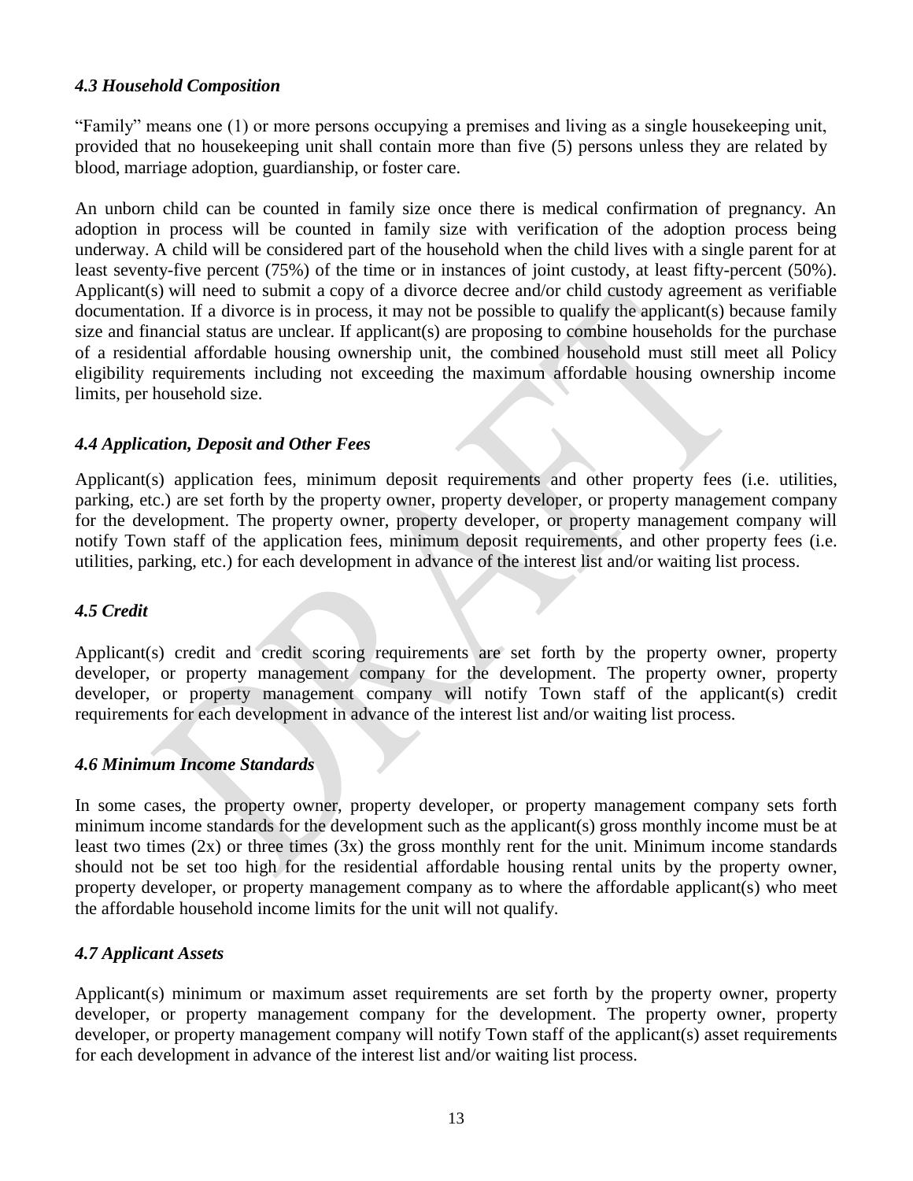### *4.3 Household Composition*

"Family" means one (1) or more persons occupying a premises and living as a single housekeeping unit, provided that no housekeeping unit shall contain more than five (5) persons unless they are related by blood, marriage adoption, guardianship, or foster care.

An unborn child can be counted in family size once there is medical confirmation of pregnancy. An adoption in process will be counted in family size with verification of the adoption process being underway. A child will be considered part of the household when the child lives with a single parent for at least seventy-five percent (75%) of the time or in instances of joint custody, at least fifty-percent (50%). Applicant(s) will need to submit a copy of a divorce decree and/or child custody agreement as verifiable documentation. If a divorce is in process, it may not be possible to qualify the applicant(s) because family size and financial status are unclear. If applicant(s) are proposing to combine households for the purchase of a residential affordable housing ownership unit, the combined household must still meet all Policy eligibility requirements including not exceeding the maximum affordable housing ownership income limits, per household size.

### *4.4 Application, Deposit and Other Fees*

Applicant(s) application fees, minimum deposit requirements and other property fees (i.e. utilities, parking, etc.) are set forth by the property owner, property developer, or property management company for the development. The property owner, property developer, or property management company will notify Town staff of the application fees, minimum deposit requirements, and other property fees (i.e. utilities, parking, etc.) for each development in advance of the interest list and/or waiting list process.

### *4.5 Credit*

Applicant(s) credit and credit scoring requirements are set forth by the property owner, property developer, or property management company for the development. The property owner, property developer, or property management company will notify Town staff of the applicant(s) credit requirements for each development in advance of the interest list and/or waiting list process.

### *4.6 Minimum Income Standards*

In some cases, the property owner, property developer, or property management company sets forth minimum income standards for the development such as the applicant(s) gross monthly income must be at least two times (2x) or three times (3x) the gross monthly rent for the unit. Minimum income standards should not be set too high for the residential affordable housing rental units by the property owner, property developer, or property management company as to where the affordable applicant(s) who meet the affordable household income limits for the unit will not qualify.

### *4.7 Applicant Assets*

Applicant(s) minimum or maximum asset requirements are set forth by the property owner, property developer, or property management company for the development. The property owner, property developer, or property management company will notify Town staff of the applicant(s) asset requirements for each development in advance of the interest list and/or waiting list process.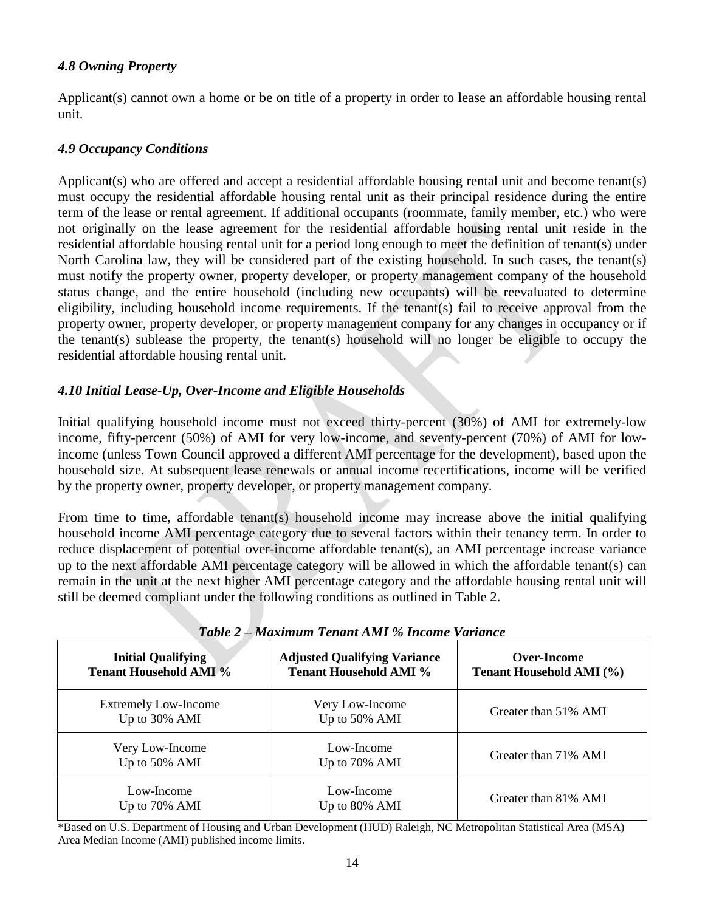### *4.8 Owning Property*

Applicant(s) cannot own a home or be on title of a property in order to lease an affordable housing rental unit.

### *4.9 Occupancy Conditions*

Applicant(s) who are offered and accept a residential affordable housing rental unit and become tenant(s) must occupy the residential affordable housing rental unit as their principal residence during the entire term of the lease or rental agreement. If additional occupants (roommate, family member, etc.) who were not originally on the lease agreement for the residential affordable housing rental unit reside in the residential affordable housing rental unit for a period long enough to meet the definition of tenant(s) under North Carolina law, they will be considered part of the existing household. In such cases, the tenant(s) must notify the property owner, property developer, or property management company of the household status change, and the entire household (including new occupants) will be reevaluated to determine eligibility, including household income requirements. If the tenant(s) fail to receive approval from the property owner, property developer, or property management company for any changes in occupancy or if the tenant(s) sublease the property, the tenant(s) household will no longer be eligible to occupy the residential affordable housing rental unit.

### *4.10 Initial Lease-Up, Over-Income and Eligible Households*

Initial qualifying household income must not exceed thirty-percent (30%) of AMI for extremely-low income, fifty-percent (50%) of AMI for very low-income, and seventy-percent (70%) of AMI for low-income (unless Town Council approved a different AMI percentage for the development), based upon the household size. At subsequent lease renewals or annual income recertifications, income will be verified by the property owner, property developer, or property management company.

From time to time, affordable tenant(s) household income may increase above the initial qualifying household income AMI percentage category due to several factors within their tenancy term. In order to reduce displacement of potential over-income affordable tenant(s), an AMI percentage increase variance up to the next affordable AMI percentage category will be allowed in which the affordable tenant(s) can remain in the unit at the next higher AMI percentage category and the affordable housing rental unit will still be deemed compliant under the following conditions as outlined in Table 2.

***Table 2 – Maximum Tenant AMI % Income Variance***

| **Initial Qualifying Tenant Household AMI %** | **Adjusted Qualifying Variance Tenant Household AMI %** | **Over-Income Tenant Household AMI (%)** |
|---|---|---|
| Extremely Low-Income Up to 30% AMI | Very Low-Income Up to 50% AMI | Greater than 51% AMI |
| Very Low-Income Up to 50% AMI | Low-Income Up to 70% AMI | Greater than 71% AMI |
| Low-Income Up to 70% AMI | Low-Income Up to 80% AMI | Greater than 81% AMI |

*Based on U.S. Department of Housing and Urban Development (HUD) Raleigh, NC Metropolitan Statistical Area (MSA) Area Median Income (AMI) published income limits.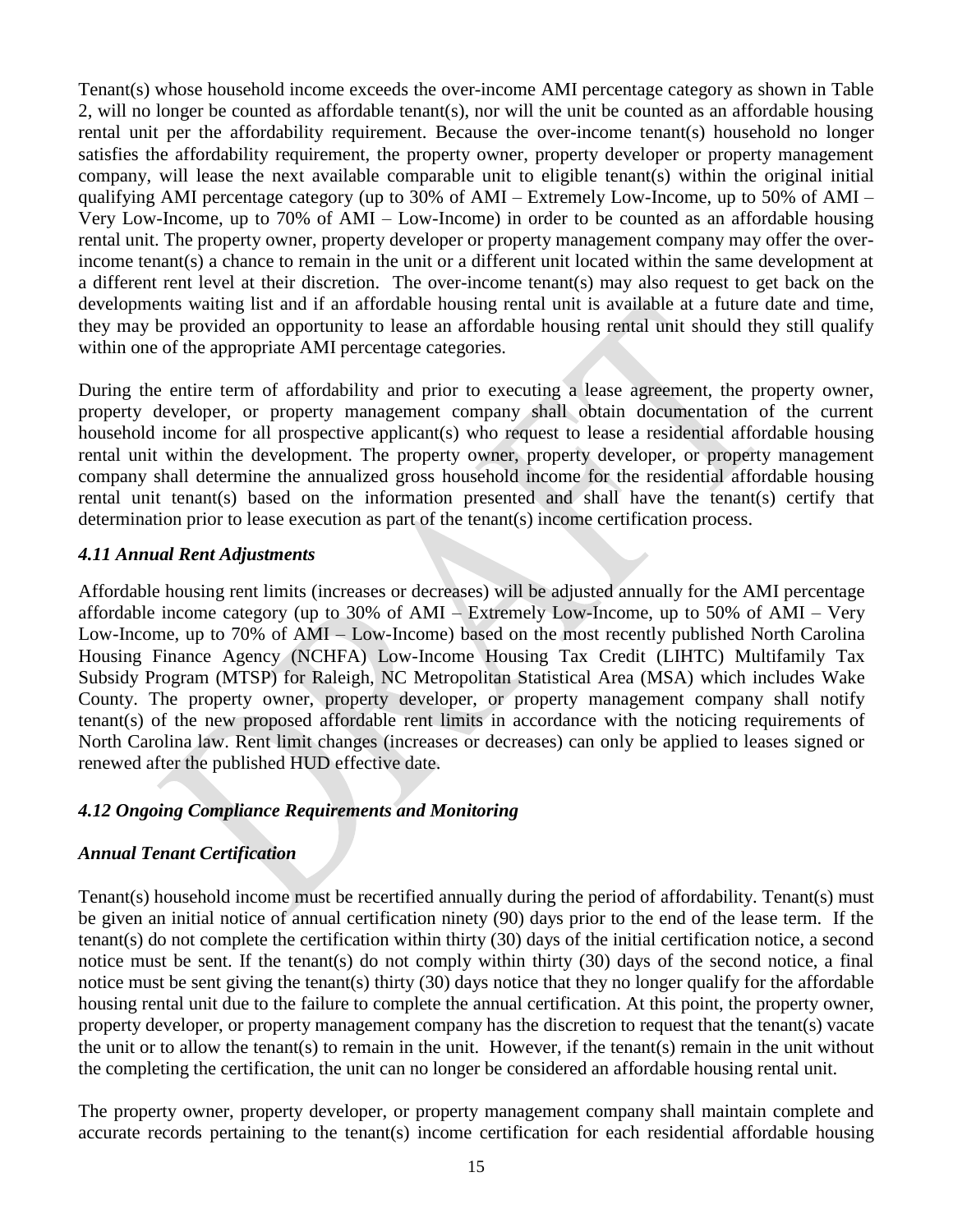Tenant(s) whose household income exceeds the over-income AMI percentage category as shown in Table 2, will no longer be counted as affordable tenant(s), nor will the unit be counted as an affordable housing rental unit per the affordability requirement. Because the over-income tenant(s) household no longer satisfies the affordability requirement, the property owner, property developer or property management company, will lease the next available comparable unit to eligible tenant(s) within the original initial qualifying AMI percentage category (up to 30% of AMI – Extremely Low-Income, up to 50% of AMI – Very Low-Income, up to 70% of AMI – Low-Income) in order to be counted as an affordable housing rental unit. The property owner, property developer or property management company may offer the over-income tenant(s) a chance to remain in the unit or a different unit located within the same development at a different rent level at their discretion. The over-income tenant(s) may also request to get back on the developments waiting list and if an affordable housing rental unit is available at a future date and time, they may be provided an opportunity to lease an affordable housing rental unit should they still qualify within one of the appropriate AMI percentage categories.

During the entire term of affordability and prior to executing a lease agreement, the property owner, property developer, or property management company shall obtain documentation of the current household income for all prospective applicant(s) who request to lease a residential affordable housing rental unit within the development. The property owner, property developer, or property management company shall determine the annualized gross household income for the residential affordable housing rental unit tenant(s) based on the information presented and shall have the tenant(s) certify that determination prior to lease execution as part of the tenant(s) income certification process.

### *4.11 Annual Rent Adjustments*

Affordable housing rent limits (increases or decreases) will be adjusted annually for the AMI percentage affordable income category (up to 30% of AMI – Extremely Low-Income, up to 50% of AMI – Very Low-Income, up to 70% of AMI – Low-Income) based on the most recently published North Carolina Housing Finance Agency (NCHFA) Low-Income Housing Tax Credit (LIHTC) Multifamily Tax Subsidy Program (MTSP) for Raleigh, NC Metropolitan Statistical Area (MSA) which includes Wake County. The property owner, property developer, or property management company shall notify tenant(s) of the new proposed affordable rent limits in accordance with the noticing requirements of North Carolina law. Rent limit changes (increases or decreases) can only be applied to leases signed or renewed after the published HUD effective date.

### *4.12 Ongoing Compliance Requirements and Monitoring*

#### *Annual Tenant Certification*

Tenant(s) household income must be recertified annually during the period of affordability. Tenant(s) must be given an initial notice of annual certification ninety (90) days prior to the end of the lease term. If the tenant(s) do not complete the certification within thirty (30) days of the initial certification notice, a second notice must be sent. If the tenant(s) do not comply within thirty (30) days of the second notice, a final notice must be sent giving the tenant(s) thirty (30) days notice that they no longer qualify for the affordable housing rental unit due to the failure to complete the annual certification. At this point, the property owner, property developer, or property management company has the discretion to request that the tenant(s) vacate the unit or to allow the tenant(s) to remain in the unit. However, if the tenant(s) remain in the unit without the completing the certification, the unit can no longer be considered an affordable housing rental unit.

The property owner, property developer, or property management company shall maintain complete and accurate records pertaining to the tenant(s) income certification for each residential affordable housing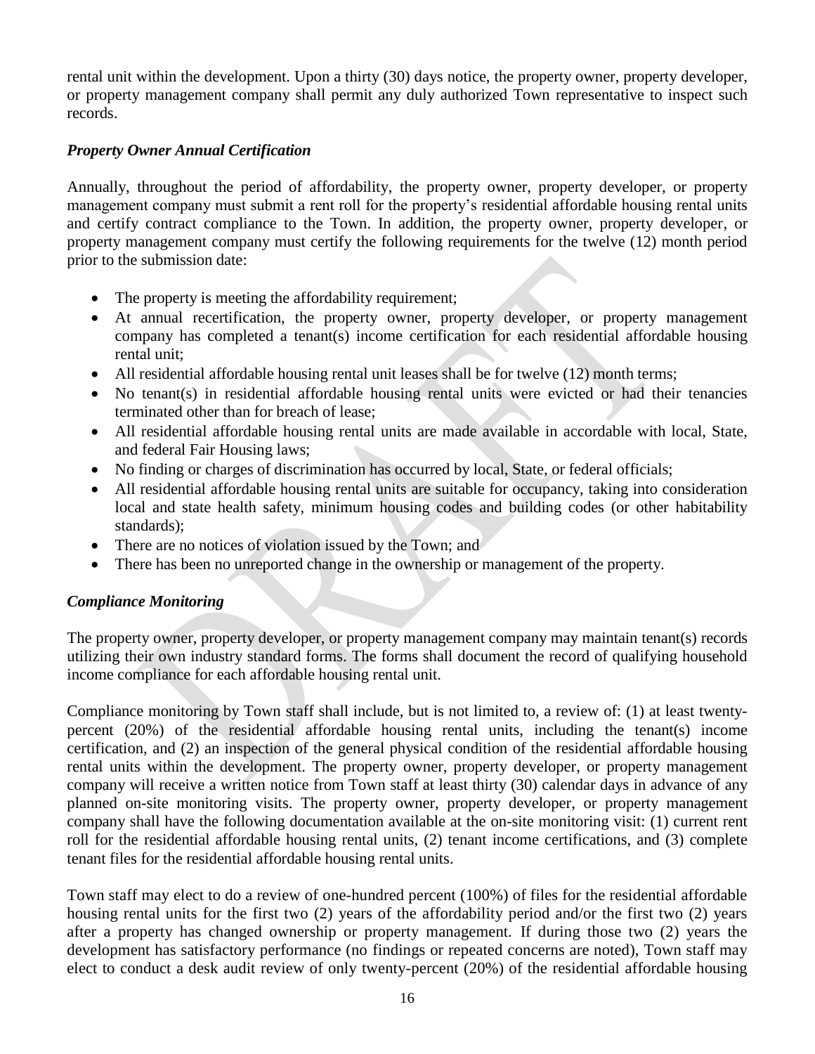rental unit within the development. Upon a thirty (30) days notice, the property owner, property developer, or property management company shall permit any duly authorized Town representative to inspect such records.

### *Property Owner Annual Certification*

Annually, throughout the period of affordability, the property owner, property developer, or property management company must submit a rent roll for the property's residential affordable housing rental units and certify contract compliance to the Town. In addition, the property owner, property developer, or property management company must certify the following requirements for the twelve (12) month period prior to the submission date:

- The property is meeting the affordability requirement;
- At annual recertification, the property owner, property developer, or property management company has completed a tenant(s) income certification for each residential affordable housing rental unit;
- All residential affordable housing rental unit leases shall be for twelve (12) month terms;
- No tenant(s) in residential affordable housing rental units were evicted or had their tenancies terminated other than for breach of lease;
- All residential affordable housing rental units are made available in accordable with local, State, and federal Fair Housing laws;
- No finding or charges of discrimination has occurred by local, State, or federal officials;
- All residential affordable housing rental units are suitable for occupancy, taking into consideration local and state health safety, minimum housing codes and building codes (or other habitability standards);
- There are no notices of violation issued by the Town; and
- There has been no unreported change in the ownership or management of the property.

### *Compliance Monitoring*

The property owner, property developer, or property management company may maintain tenant(s) records utilizing their own industry standard forms. The forms shall document the record of qualifying household income compliance for each affordable housing rental unit.

Compliance monitoring by Town staff shall include, but is not limited to, a review of: (1) at least twenty-percent (20%) of the residential affordable housing rental units, including the tenant(s) income certification, and (2) an inspection of the general physical condition of the residential affordable housing rental units within the development. The property owner, property developer, or property management company will receive a written notice from Town staff at least thirty (30) calendar days in advance of any planned on-site monitoring visits. The property owner, property developer, or property management company shall have the following documentation available at the on-site monitoring visit: (1) current rent roll for the residential affordable housing rental units, (2) tenant income certifications, and (3) complete tenant files for the residential affordable housing rental units.

Town staff may elect to do a review of one-hundred percent (100%) of files for the residential affordable housing rental units for the first two (2) years of the affordability period and/or the first two (2) years after a property has changed ownership or property management. If during those two (2) years the development has satisfactory performance (no findings or repeated concerns are noted), Town staff may elect to conduct a desk audit review of only twenty-percent (20%) of the residential affordable housing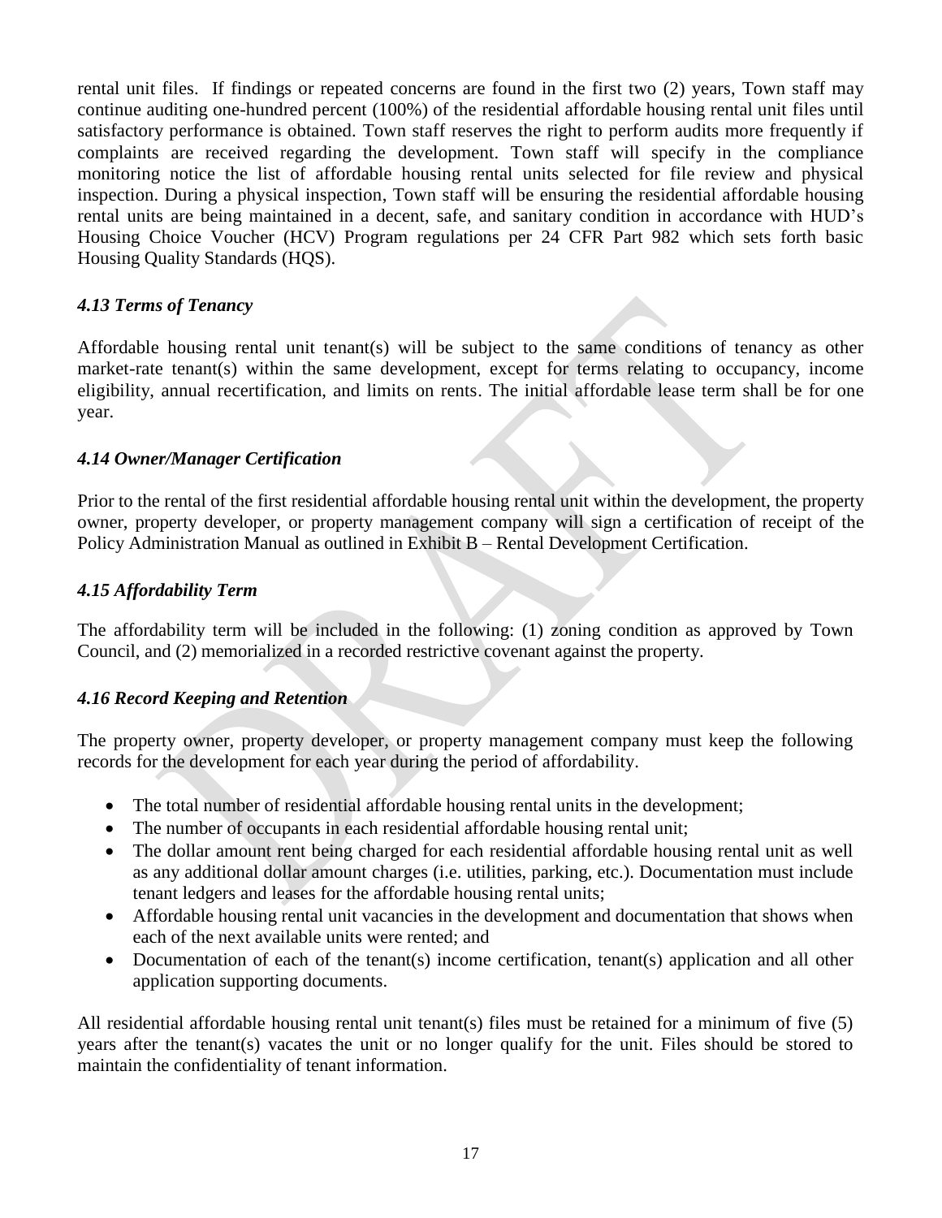rental unit files. If findings or repeated concerns are found in the first two (2) years, Town staff may continue auditing one-hundred percent (100%) of the residential affordable housing rental unit files until satisfactory performance is obtained. Town staff reserves the right to perform audits more frequently if complaints are received regarding the development. Town staff will specify in the compliance monitoring notice the list of affordable housing rental units selected for file review and physical inspection. During a physical inspection, Town staff will be ensuring the residential affordable housing rental units are being maintained in a decent, safe, and sanitary condition in accordance with HUD's Housing Choice Voucher (HCV) Program regulations per 24 CFR Part 982 which sets forth basic Housing Quality Standards (HQS).

### *4.13 Terms of Tenancy*

Affordable housing rental unit tenant(s) will be subject to the same conditions of tenancy as other market-rate tenant(s) within the same development, except for terms relating to occupancy, income eligibility, annual recertification, and limits on rents. The initial affordable lease term shall be for one year.

### *4.14 Owner/Manager Certification*

Prior to the rental of the first residential affordable housing rental unit within the development, the property owner, property developer, or property management company will sign a certification of receipt of the Policy Administration Manual as outlined in Exhibit B – Rental Development Certification.

### *4.15 Affordability Term*

The affordability term will be included in the following: (1) zoning condition as approved by Town Council, and (2) memorialized in a recorded restrictive covenant against the property.

### *4.16 Record Keeping and Retention*

The property owner, property developer, or property management company must keep the following records for the development for each year during the period of affordability.

- The total number of residential affordable housing rental units in the development;
- The number of occupants in each residential affordable housing rental unit;
- The dollar amount rent being charged for each residential affordable housing rental unit as well as any additional dollar amount charges (i.e. utilities, parking, etc.). Documentation must include tenant ledgers and leases for the affordable housing rental units;
- Affordable housing rental unit vacancies in the development and documentation that shows when each of the next available units were rented; and
- Documentation of each of the tenant(s) income certification, tenant(s) application and all other application supporting documents.

All residential affordable housing rental unit tenant(s) files must be retained for a minimum of five (5) years after the tenant(s) vacates the unit or no longer qualify for the unit. Files should be stored to maintain the confidentiality of tenant information.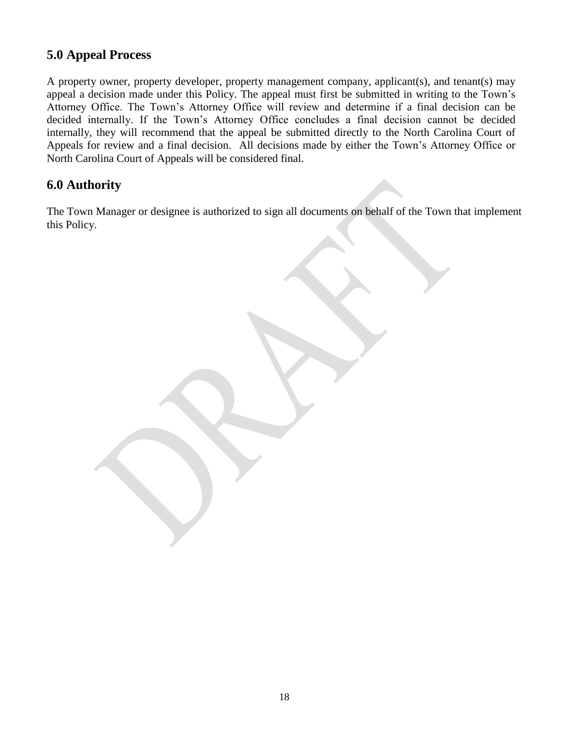## 5.0 Appeal Process

A property owner, property developer, property management company, applicant(s), and tenant(s) may appeal a decision made under this Policy. The appeal must first be submitted in writing to the Town's Attorney Office. The Town's Attorney Office will review and determine if a final decision can be decided internally. If the Town's Attorney Office concludes a final decision cannot be decided internally, they will recommend that the appeal be submitted directly to the North Carolina Court of Appeals for review and a final decision. All decisions made by either the Town's Attorney Office or North Carolina Court of Appeals will be considered final.

## 6.0 Authority

The Town Manager or designee is authorized to sign all documents on behalf of the Town that implement this Policy.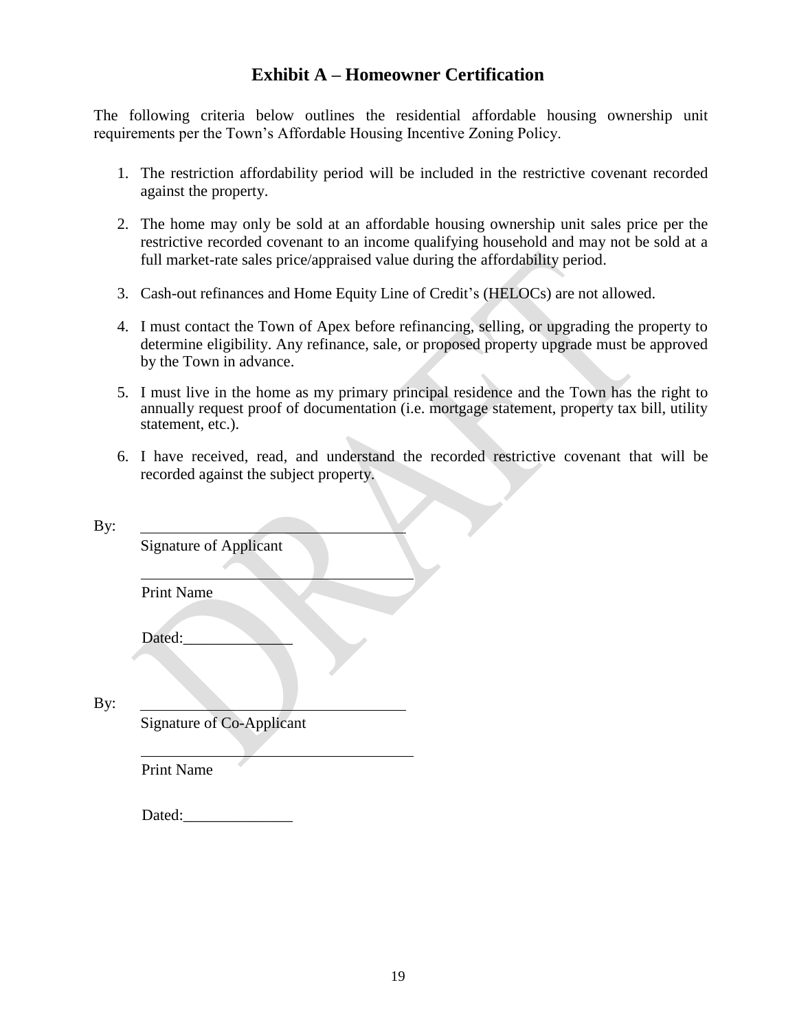## Exhibit A – Homeowner Certification

The following criteria below outlines the residential affordable housing ownership unit requirements per the Town's Affordable Housing Incentive Zoning Policy.

1. The restriction affordability period will be included in the restrictive covenant recorded against the property.
2. The home may only be sold at an affordable housing ownership unit sales price per the restrictive recorded covenant to an income qualifying household and may not be sold at a full market-rate sales price/appraised value during the affordability period.
3. Cash-out refinances and Home Equity Line of Credit's (HELOCs) are not allowed.
4. I must contact the Town of Apex before refinancing, selling, or upgrading the property to determine eligibility. Any refinance, sale, or proposed property upgrade must be approved by the Town in advance.
5. I must live in the home as my primary principal residence and the Town has the right to annually request proof of documentation (i.e. mortgage statement, property tax bill, utility statement, etc.).
6. I have received, read, and understand the recorded restrictive covenant that will be recorded against the subject property.

By: ___________________________________
Signature of Applicant

___________________________________
Print Name

Dated:______________

By: ___________________________________
Signature of Co-Applicant

___________________________________
Print Name

Dated:______________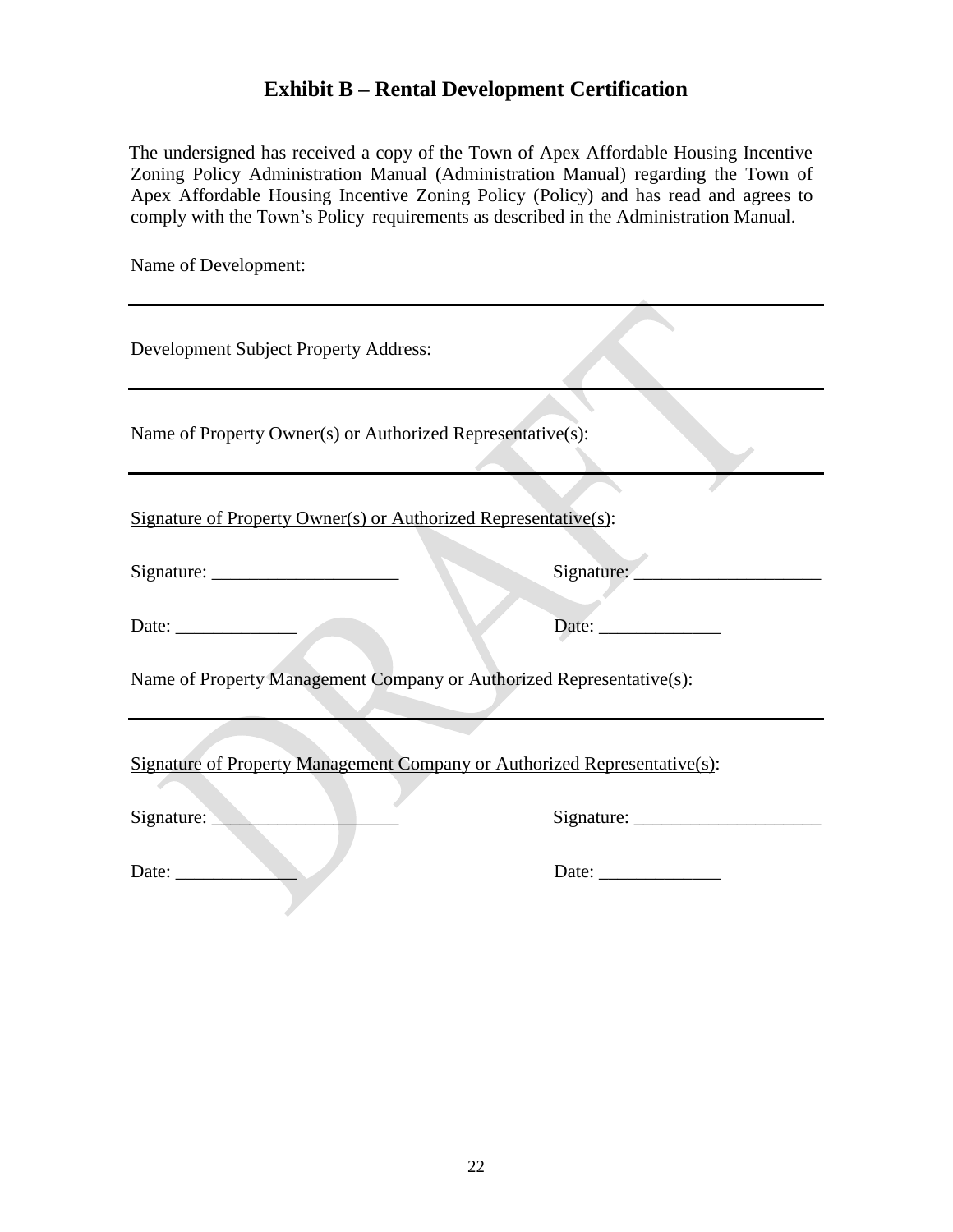## Exhibit B – Rental Development Certification

The undersigned has received a copy of the Town of Apex Affordable Housing Incentive Zoning Policy Administration Manual (Administration Manual) regarding the Town of Apex Affordable Housing Incentive Zoning Policy (Policy) and has read and agrees to comply with the Town's Policy requirements as described in the Administration Manual.

Name of Development:

---

Development Subject Property Address:

---

Name of Property Owner(s) or Authorized Representative(s):

---

Signature of Property Owner(s) or Authorized Representative(s):

Signature: ____________________ Signature: ____________________

Date: _____________ Date: _____________

Name of Property Management Company or Authorized Representative(s):

---

Signature of Property Management Company or Authorized Representative(s):

Signature: ____________________ Signature: ____________________

Date: _____________ Date: _____________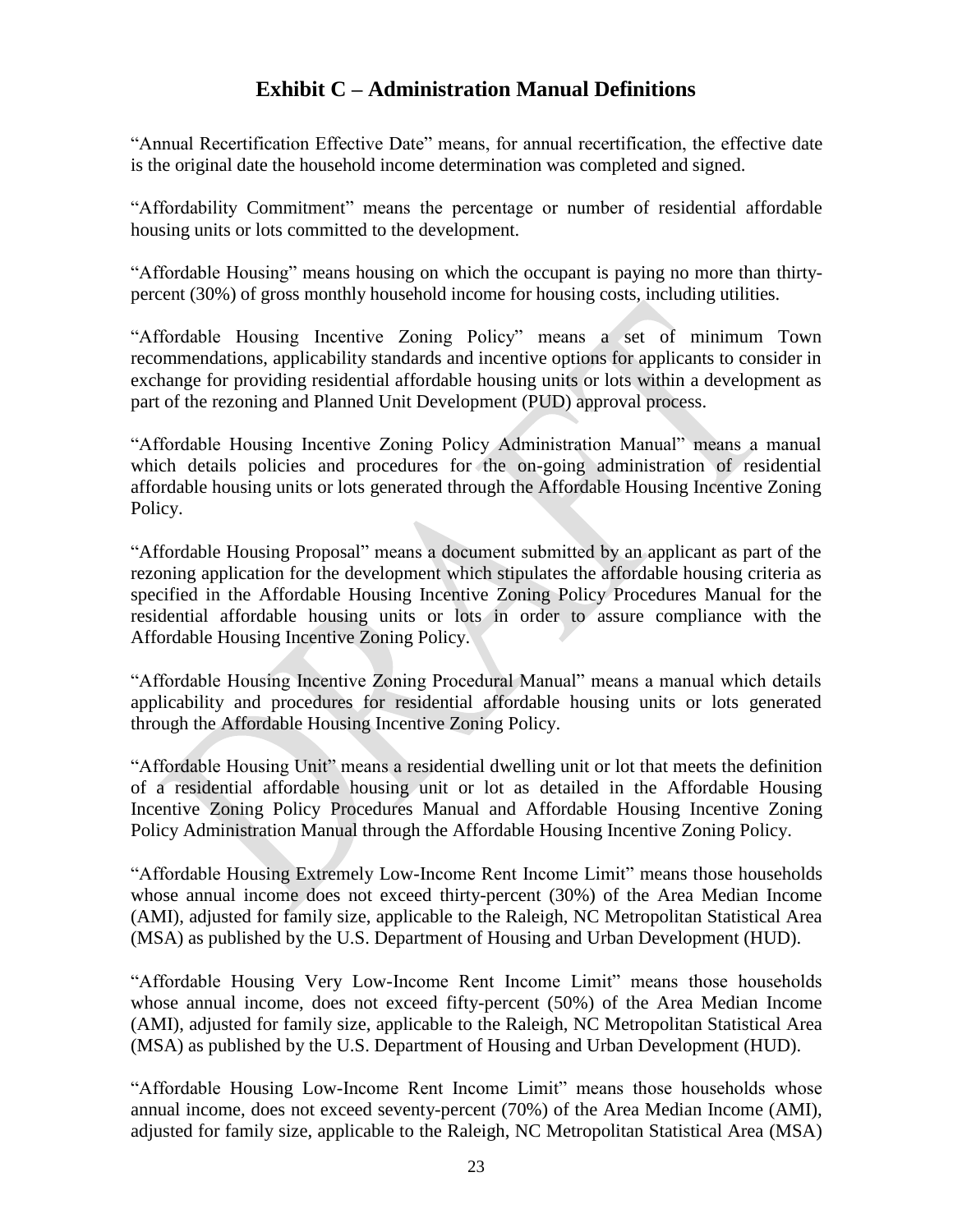## Exhibit C – Administration Manual Definitions

"Annual Recertification Effective Date" means, for annual recertification, the effective date is the original date the household income determination was completed and signed.

"Affordability Commitment" means the percentage or number of residential affordable housing units or lots committed to the development.

"Affordable Housing" means housing on which the occupant is paying no more than thirty-percent (30%) of gross monthly household income for housing costs, including utilities.

"Affordable Housing Incentive Zoning Policy" means a set of minimum Town recommendations, applicability standards and incentive options for applicants to consider in exchange for providing residential affordable housing units or lots within a development as part of the rezoning and Planned Unit Development (PUD) approval process.

"Affordable Housing Incentive Zoning Policy Administration Manual" means a manual which details policies and procedures for the on-going administration of residential affordable housing units or lots generated through the Affordable Housing Incentive Zoning Policy.

"Affordable Housing Proposal" means a document submitted by an applicant as part of the rezoning application for the development which stipulates the affordable housing criteria as specified in the Affordable Housing Incentive Zoning Policy Procedures Manual for the residential affordable housing units or lots in order to assure compliance with the Affordable Housing Incentive Zoning Policy.

"Affordable Housing Incentive Zoning Procedural Manual" means a manual which details applicability and procedures for residential affordable housing units or lots generated through the Affordable Housing Incentive Zoning Policy.

"Affordable Housing Unit" means a residential dwelling unit or lot that meets the definition of a residential affordable housing unit or lot as detailed in the Affordable Housing Incentive Zoning Policy Procedures Manual and Affordable Housing Incentive Zoning Policy Administration Manual through the Affordable Housing Incentive Zoning Policy.

"Affordable Housing Extremely Low-Income Rent Income Limit" means those households whose annual income does not exceed thirty-percent (30%) of the Area Median Income (AMI), adjusted for family size, applicable to the Raleigh, NC Metropolitan Statistical Area (MSA) as published by the U.S. Department of Housing and Urban Development (HUD).

"Affordable Housing Very Low-Income Rent Income Limit" means those households whose annual income, does not exceed fifty-percent (50%) of the Area Median Income (AMI), adjusted for family size, applicable to the Raleigh, NC Metropolitan Statistical Area (MSA) as published by the U.S. Department of Housing and Urban Development (HUD).

"Affordable Housing Low-Income Rent Income Limit" means those households whose annual income, does not exceed seventy-percent (70%) of the Area Median Income (AMI), adjusted for family size, applicable to the Raleigh, NC Metropolitan Statistical Area (MSA)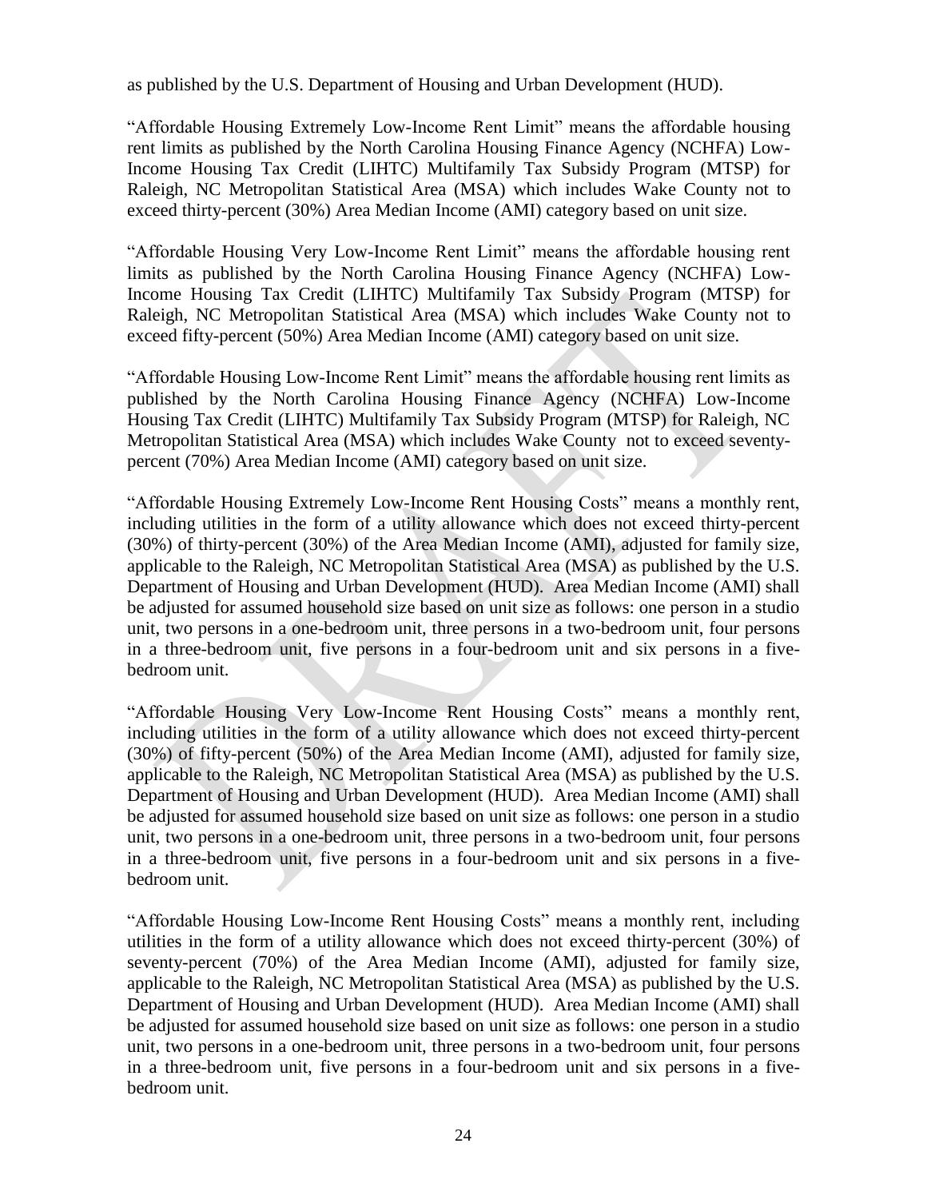as published by the U.S. Department of Housing and Urban Development (HUD).

“Affordable Housing Extremely Low-Income Rent Limit” means the affordable housing rent limits as published by the North Carolina Housing Finance Agency (NCHFA) Low-Income Housing Tax Credit (LIHTC) Multifamily Tax Subsidy Program (MTSP) for Raleigh, NC Metropolitan Statistical Area (MSA) which includes Wake County not to exceed thirty-percent (30%) Area Median Income (AMI) category based on unit size.

“Affordable Housing Very Low-Income Rent Limit” means the affordable housing rent limits as published by the North Carolina Housing Finance Agency (NCHFA) Low-Income Housing Tax Credit (LIHTC) Multifamily Tax Subsidy Program (MTSP) for Raleigh, NC Metropolitan Statistical Area (MSA) which includes Wake County not to exceed fifty-percent (50%) Area Median Income (AMI) category based on unit size.

“Affordable Housing Low-Income Rent Limit” means the affordable housing rent limits as published by the North Carolina Housing Finance Agency (NCHFA) Low-Income Housing Tax Credit (LIHTC) Multifamily Tax Subsidy Program (MTSP) for Raleigh, NC Metropolitan Statistical Area (MSA) which includes Wake County not to exceed seventy-percent (70%) Area Median Income (AMI) category based on unit size.

“Affordable Housing Extremely Low-Income Rent Housing Costs” means a monthly rent, including utilities in the form of a utility allowance which does not exceed thirty-percent (30%) of thirty-percent (30%) of the Area Median Income (AMI), adjusted for family size, applicable to the Raleigh, NC Metropolitan Statistical Area (MSA) as published by the U.S. Department of Housing and Urban Development (HUD). Area Median Income (AMI) shall be adjusted for assumed household size based on unit size as follows: one person in a studio unit, two persons in a one-bedroom unit, three persons in a two-bedroom unit, four persons in a three-bedroom unit, five persons in a four-bedroom unit and six persons in a five-bedroom unit.

“Affordable Housing Very Low-Income Rent Housing Costs” means a monthly rent, including utilities in the form of a utility allowance which does not exceed thirty-percent (30%) of fifty-percent (50%) of the Area Median Income (AMI), adjusted for family size, applicable to the Raleigh, NC Metropolitan Statistical Area (MSA) as published by the U.S. Department of Housing and Urban Development (HUD). Area Median Income (AMI) shall be adjusted for assumed household size based on unit size as follows: one person in a studio unit, two persons in a one-bedroom unit, three persons in a two-bedroom unit, four persons in a three-bedroom unit, five persons in a four-bedroom unit and six persons in a five-bedroom unit.

“Affordable Housing Low-Income Rent Housing Costs” means a monthly rent, including utilities in the form of a utility allowance which does not exceed thirty-percent (30%) of seventy-percent (70%) of the Area Median Income (AMI), adjusted for family size, applicable to the Raleigh, NC Metropolitan Statistical Area (MSA) as published by the U.S. Department of Housing and Urban Development (HUD). Area Median Income (AMI) shall be adjusted for assumed household size based on unit size as follows: one person in a studio unit, two persons in a one-bedroom unit, three persons in a two-bedroom unit, four persons in a three-bedroom unit, five persons in a four-bedroom unit and six persons in a five-bedroom unit.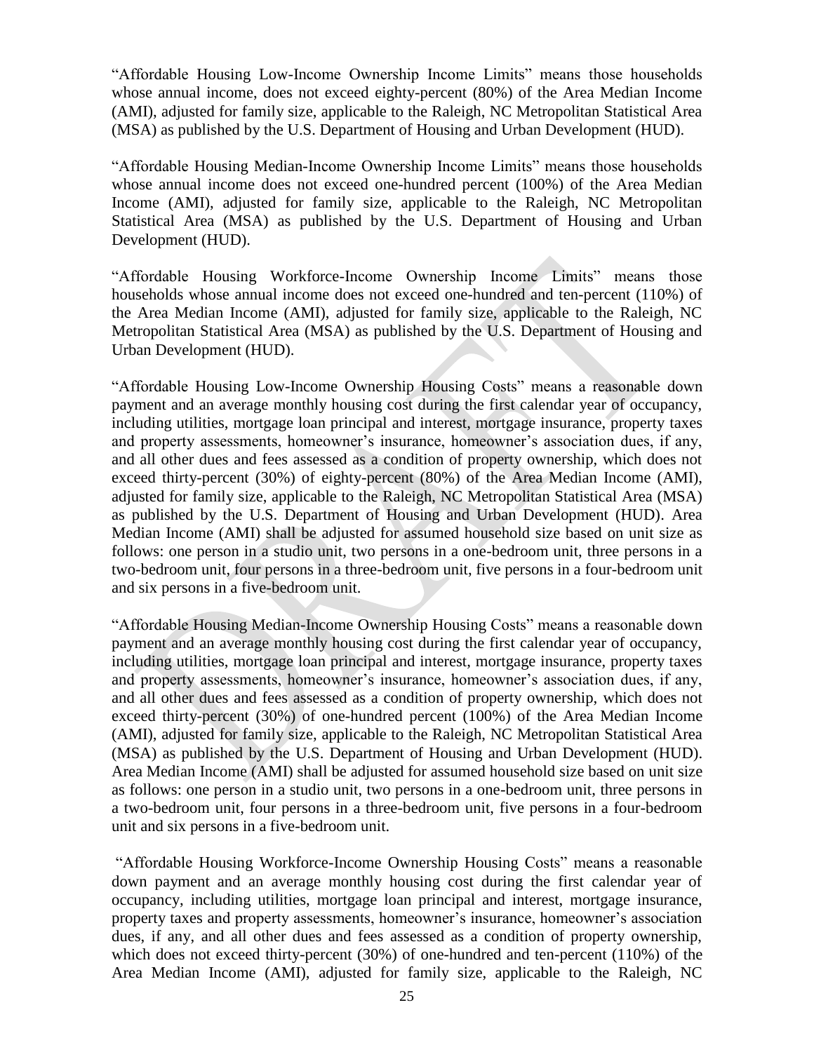"Affordable Housing Low-Income Ownership Income Limits" means those households whose annual income, does not exceed eighty-percent (80%) of the Area Median Income (AMI), adjusted for family size, applicable to the Raleigh, NC Metropolitan Statistical Area (MSA) as published by the U.S. Department of Housing and Urban Development (HUD).

"Affordable Housing Median-Income Ownership Income Limits" means those households whose annual income does not exceed one-hundred percent (100%) of the Area Median Income (AMI), adjusted for family size, applicable to the Raleigh, NC Metropolitan Statistical Area (MSA) as published by the U.S. Department of Housing and Urban Development (HUD).

"Affordable Housing Workforce-Income Ownership Income Limits" means those households whose annual income does not exceed one-hundred and ten-percent (110%) of the Area Median Income (AMI), adjusted for family size, applicable to the Raleigh, NC Metropolitan Statistical Area (MSA) as published by the U.S. Department of Housing and Urban Development (HUD).

"Affordable Housing Low-Income Ownership Housing Costs" means a reasonable down payment and an average monthly housing cost during the first calendar year of occupancy, including utilities, mortgage loan principal and interest, mortgage insurance, property taxes and property assessments, homeowner's insurance, homeowner's association dues, if any, and all other dues and fees assessed as a condition of property ownership, which does not exceed thirty-percent (30%) of eighty-percent (80%) of the Area Median Income (AMI), adjusted for family size, applicable to the Raleigh, NC Metropolitan Statistical Area (MSA) as published by the U.S. Department of Housing and Urban Development (HUD). Area Median Income (AMI) shall be adjusted for assumed household size based on unit size as follows: one person in a studio unit, two persons in a one-bedroom unit, three persons in a two-bedroom unit, four persons in a three-bedroom unit, five persons in a four-bedroom unit and six persons in a five-bedroom unit.

"Affordable Housing Median-Income Ownership Housing Costs" means a reasonable down payment and an average monthly housing cost during the first calendar year of occupancy, including utilities, mortgage loan principal and interest, mortgage insurance, property taxes and property assessments, homeowner's insurance, homeowner's association dues, if any, and all other dues and fees assessed as a condition of property ownership, which does not exceed thirty-percent (30%) of one-hundred percent (100%) of the Area Median Income (AMI), adjusted for family size, applicable to the Raleigh, NC Metropolitan Statistical Area (MSA) as published by the U.S. Department of Housing and Urban Development (HUD). Area Median Income (AMI) shall be adjusted for assumed household size based on unit size as follows: one person in a studio unit, two persons in a one-bedroom unit, three persons in a two-bedroom unit, four persons in a three-bedroom unit, five persons in a four-bedroom unit and six persons in a five-bedroom unit.

"Affordable Housing Workforce-Income Ownership Housing Costs" means a reasonable down payment and an average monthly housing cost during the first calendar year of occupancy, including utilities, mortgage loan principal and interest, mortgage insurance, property taxes and property assessments, homeowner's insurance, homeowner's association dues, if any, and all other dues and fees assessed as a condition of property ownership, which does not exceed thirty-percent (30%) of one-hundred and ten-percent (110%) of the Area Median Income (AMI), adjusted for family size, applicable to the Raleigh, NC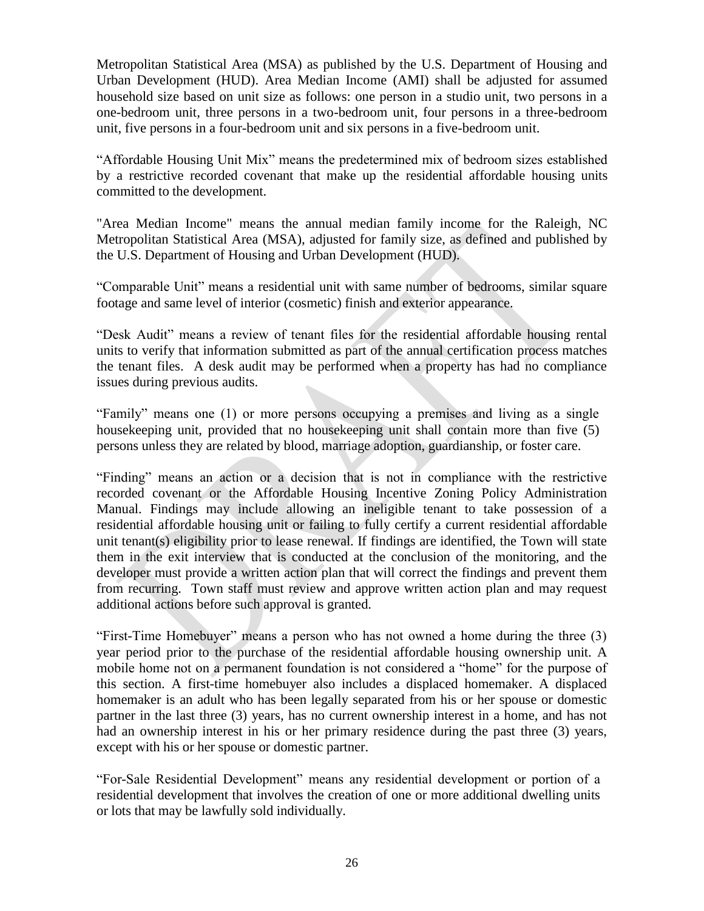Metropolitan Statistical Area (MSA) as published by the U.S. Department of Housing and Urban Development (HUD). Area Median Income (AMI) shall be adjusted for assumed household size based on unit size as follows: one person in a studio unit, two persons in a one-bedroom unit, three persons in a two-bedroom unit, four persons in a three-bedroom unit, five persons in a four-bedroom unit and six persons in a five-bedroom unit.

"Affordable Housing Unit Mix" means the predetermined mix of bedroom sizes established by a restrictive recorded covenant that make up the residential affordable housing units committed to the development.

"Area Median Income" means the annual median family income for the Raleigh, NC Metropolitan Statistical Area (MSA), adjusted for family size, as defined and published by the U.S. Department of Housing and Urban Development (HUD).

"Comparable Unit" means a residential unit with same number of bedrooms, similar square footage and same level of interior (cosmetic) finish and exterior appearance.

"Desk Audit" means a review of tenant files for the residential affordable housing rental units to verify that information submitted as part of the annual certification process matches the tenant files. A desk audit may be performed when a property has had no compliance issues during previous audits.

"Family" means one (1) or more persons occupying a premises and living as a single housekeeping unit, provided that no housekeeping unit shall contain more than five (5) persons unless they are related by blood, marriage adoption, guardianship, or foster care.

"Finding" means an action or a decision that is not in compliance with the restrictive recorded covenant or the Affordable Housing Incentive Zoning Policy Administration Manual. Findings may include allowing an ineligible tenant to take possession of a residential affordable housing unit or failing to fully certify a current residential affordable unit tenant(s) eligibility prior to lease renewal. If findings are identified, the Town will state them in the exit interview that is conducted at the conclusion of the monitoring, and the developer must provide a written action plan that will correct the findings and prevent them from recurring. Town staff must review and approve written action plan and may request additional actions before such approval is granted.

"First-Time Homebuyer" means a person who has not owned a home during the three (3) year period prior to the purchase of the residential affordable housing ownership unit. A mobile home not on a permanent foundation is not considered a "home" for the purpose of this section. A first-time homebuyer also includes a displaced homemaker. A displaced homemaker is an adult who has been legally separated from his or her spouse or domestic partner in the last three (3) years, has no current ownership interest in a home, and has not had an ownership interest in his or her primary residence during the past three (3) years, except with his or her spouse or domestic partner.

"For-Sale Residential Development" means any residential development or portion of a residential development that involves the creation of one or more additional dwelling units or lots that may be lawfully sold individually.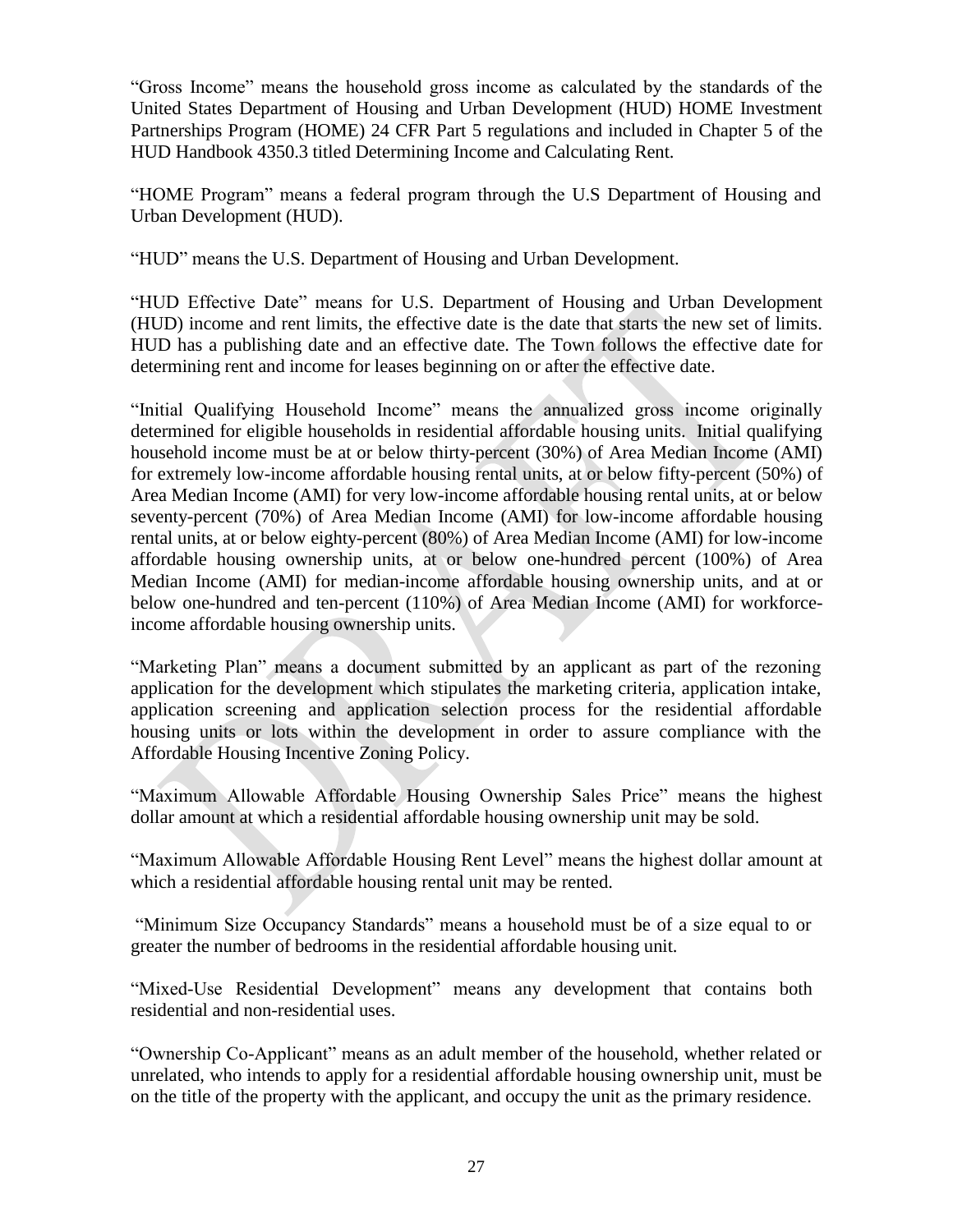"Gross Income" means the household gross income as calculated by the standards of the United States Department of Housing and Urban Development (HUD) HOME Investment Partnerships Program (HOME) 24 CFR Part 5 regulations and included in Chapter 5 of the HUD Handbook 4350.3 titled Determining Income and Calculating Rent.

"HOME Program" means a federal program through the U.S Department of Housing and Urban Development (HUD).

"HUD" means the U.S. Department of Housing and Urban Development.

"HUD Effective Date" means for U.S. Department of Housing and Urban Development (HUD) income and rent limits, the effective date is the date that starts the new set of limits. HUD has a publishing date and an effective date. The Town follows the effective date for determining rent and income for leases beginning on or after the effective date.

"Initial Qualifying Household Income" means the annualized gross income originally determined for eligible households in residential affordable housing units. Initial qualifying household income must be at or below thirty-percent (30%) of Area Median Income (AMI) for extremely low-income affordable housing rental units, at or below fifty-percent (50%) of Area Median Income (AMI) for very low-income affordable housing rental units, at or below seventy-percent (70%) of Area Median Income (AMI) for low-income affordable housing rental units, at or below eighty-percent (80%) of Area Median Income (AMI) for low-income affordable housing ownership units, at or below one-hundred percent (100%) of Area Median Income (AMI) for median-income affordable housing ownership units, and at or below one-hundred and ten-percent (110%) of Area Median Income (AMI) for workforce-income affordable housing ownership units.

"Marketing Plan" means a document submitted by an applicant as part of the rezoning application for the development which stipulates the marketing criteria, application intake, application screening and application selection process for the residential affordable housing units or lots within the development in order to assure compliance with the Affordable Housing Incentive Zoning Policy.

"Maximum Allowable Affordable Housing Ownership Sales Price" means the highest dollar amount at which a residential affordable housing ownership unit may be sold.

"Maximum Allowable Affordable Housing Rent Level" means the highest dollar amount at which a residential affordable housing rental unit may be rented.

"Minimum Size Occupancy Standards" means a household must be of a size equal to or greater the number of bedrooms in the residential affordable housing unit.

"Mixed-Use Residential Development" means any development that contains both residential and non-residential uses.

"Ownership Co-Applicant" means as an adult member of the household, whether related or unrelated, who intends to apply for a residential affordable housing ownership unit, must be on the title of the property with the applicant, and occupy the unit as the primary residence.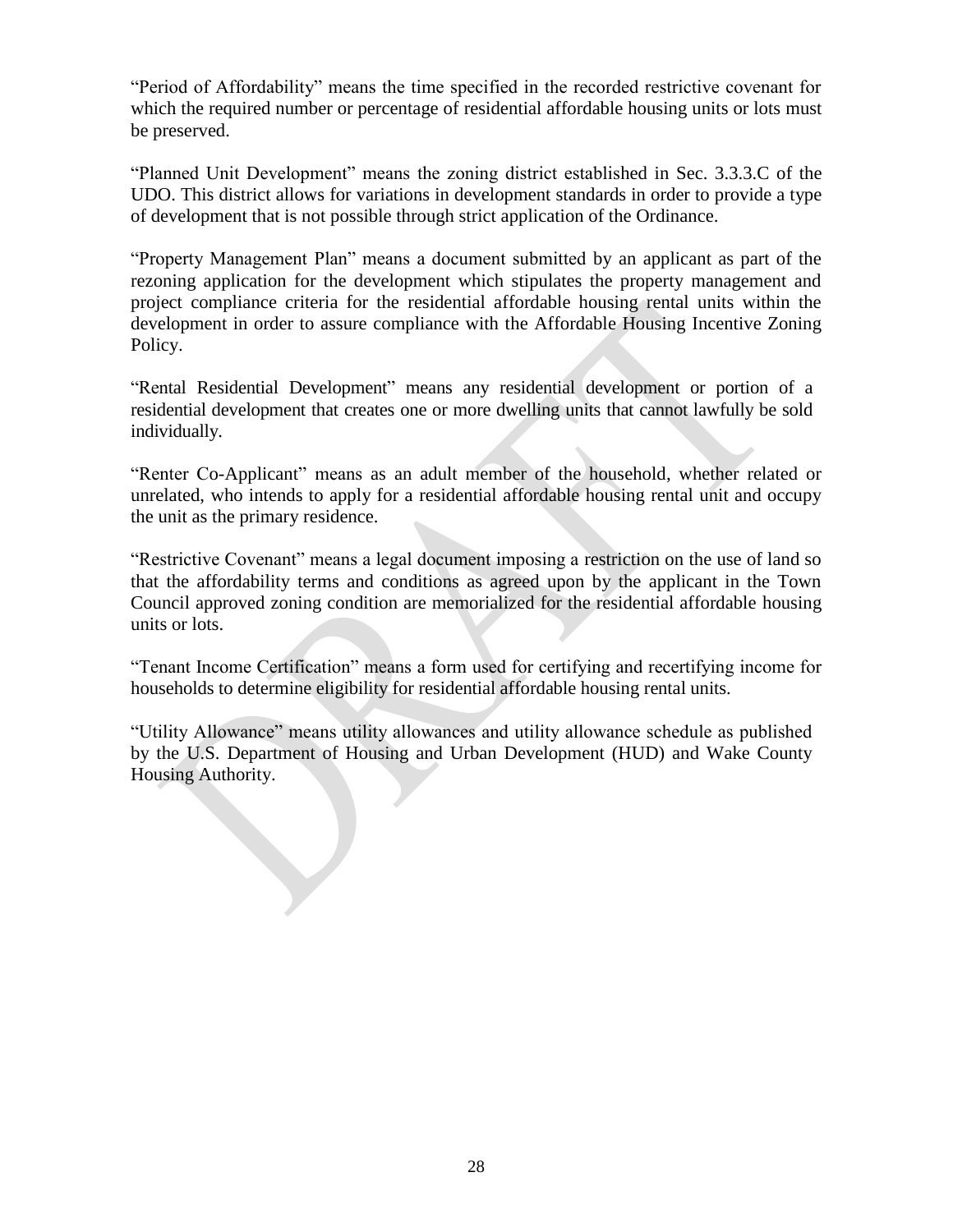"Period of Affordability" means the time specified in the recorded restrictive covenant for which the required number or percentage of residential affordable housing units or lots must be preserved.

"Planned Unit Development" means the zoning district established in Sec. 3.3.3.C of the UDO. This district allows for variations in development standards in order to provide a type of development that is not possible through strict application of the Ordinance.

"Property Management Plan" means a document submitted by an applicant as part of the rezoning application for the development which stipulates the property management and project compliance criteria for the residential affordable housing rental units within the development in order to assure compliance with the Affordable Housing Incentive Zoning Policy.

"Rental Residential Development" means any residential development or portion of a residential development that creates one or more dwelling units that cannot lawfully be sold individually.

"Renter Co-Applicant" means as an adult member of the household, whether related or unrelated, who intends to apply for a residential affordable housing rental unit and occupy the unit as the primary residence.

"Restrictive Covenant" means a legal document imposing a restriction on the use of land so that the affordability terms and conditions as agreed upon by the applicant in the Town Council approved zoning condition are memorialized for the residential affordable housing units or lots.

"Tenant Income Certification" means a form used for certifying and recertifying income for households to determine eligibility for residential affordable housing rental units.

"Utility Allowance" means utility allowances and utility allowance schedule as published by the U.S. Department of Housing and Urban Development (HUD) and Wake County Housing Authority.